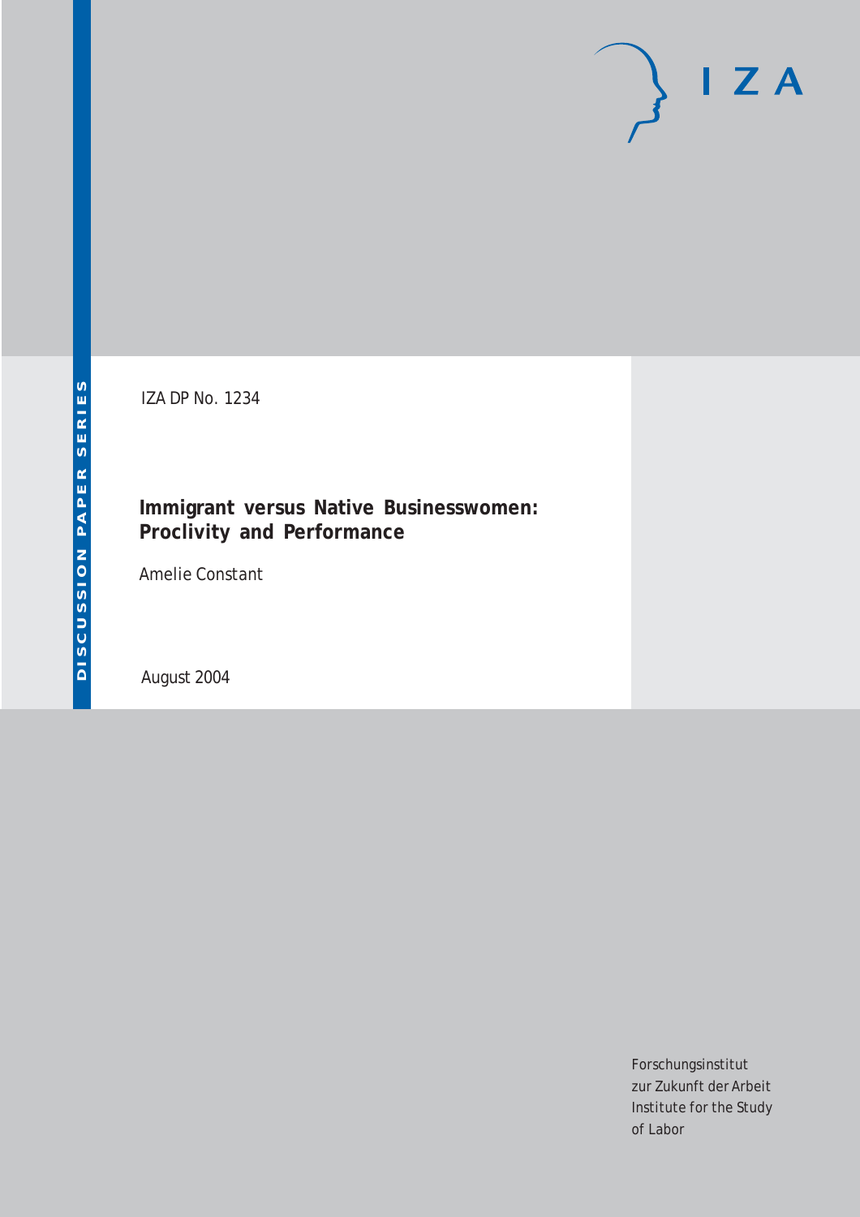DISCUSSION PAPER SERIES

IZA DP No. 1234

# Immigrant versus Native Businesswomen: Proclivity and Performance

*Amelie Constant*

August 2004

I Z A

Forschungsinstitut
zur Zukunft der Arbeit
Institute for the Study
of Labor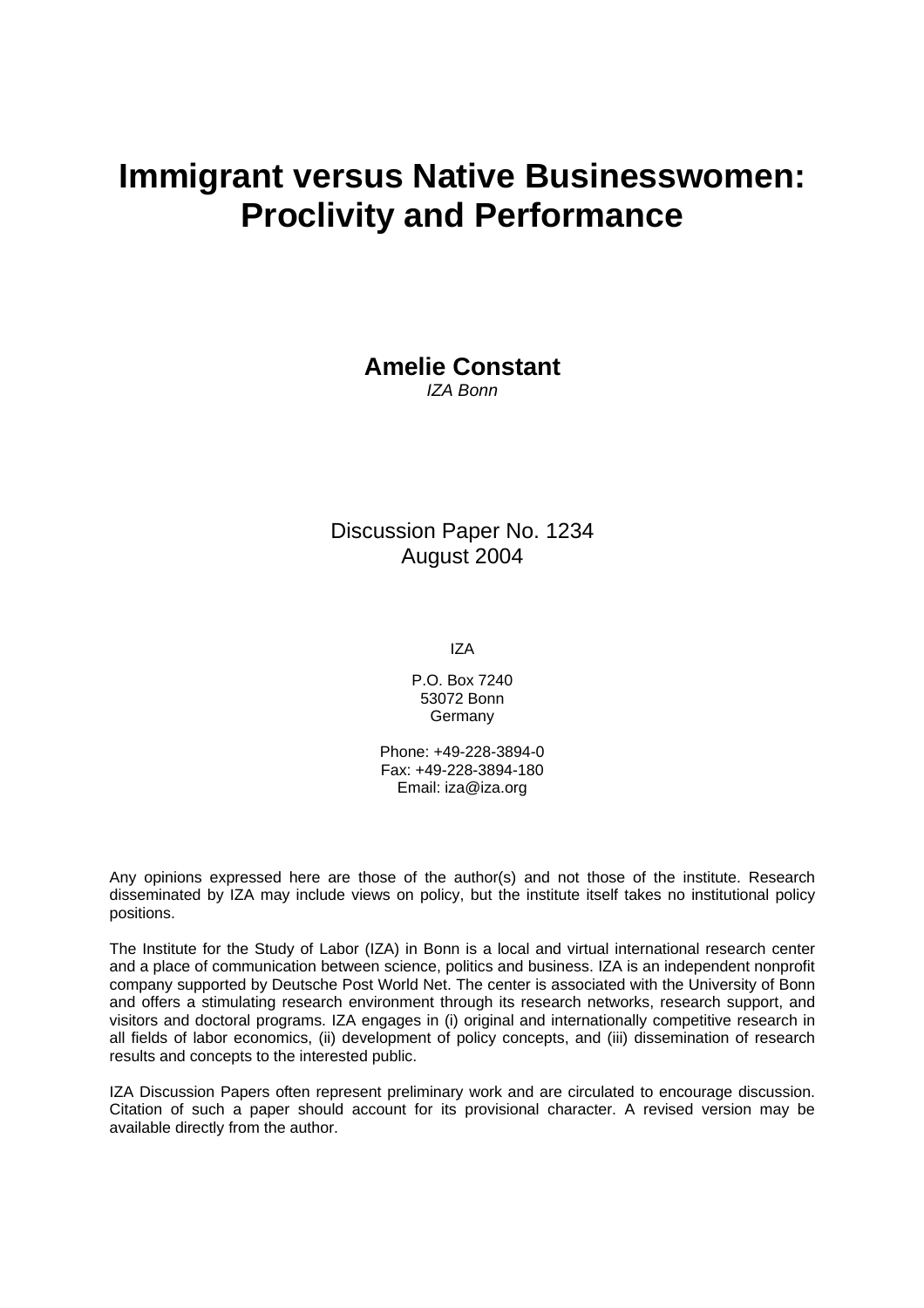# Immigrant versus Native Businesswomen: Proclivity and Performance

**Amelie Constant**
*IZA Bonn*

Discussion Paper No. 1234
August 2004

IZA

P.O. Box 7240
53072 Bonn
Germany

Phone: +49-228-3894-0
Fax: +49-228-3894-180
Email: iza@iza.org

Any opinions expressed here are those of the author(s) and not those of the institute. Research disseminated by IZA may include views on policy, but the institute itself takes no institutional policy positions.

The Institute for the Study of Labor (IZA) in Bonn is a local and virtual international research center and a place of communication between science, politics and business. IZA is an independent nonprofit company supported by Deutsche Post World Net. The center is associated with the University of Bonn and offers a stimulating research environment through its research networks, research support, and visitors and doctoral programs. IZA engages in (i) original and internationally competitive research in all fields of labor economics, (ii) development of policy concepts, and (iii) dissemination of research results and concepts to the interested public.

IZA Discussion Papers often represent preliminary work and are circulated to encourage discussion. Citation of such a paper should account for its provisional character. A revised version may be available directly from the author.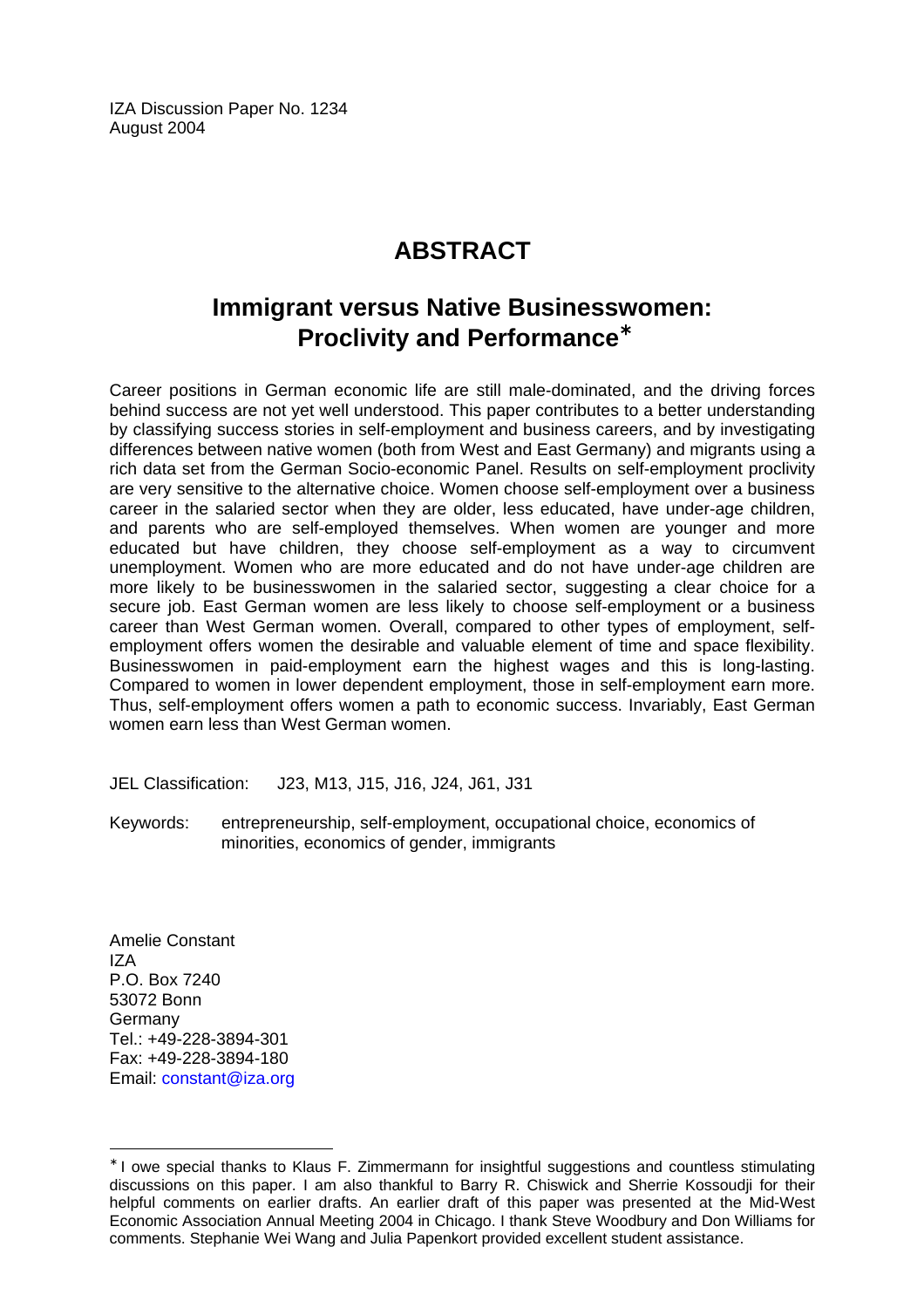IZA Discussion Paper No. 1234
August 2004

# ABSTRACT

## Immigrant versus Native Businesswomen: Proclivity and Performance*

Career positions in German economic life are still male-dominated, and the driving forces behind success are not yet well understood. This paper contributes to a better understanding by classifying success stories in self-employment and business careers, and by investigating differences between native women (both from West and East Germany) and migrants using a rich data set from the German Socio-economic Panel. Results on self-employment proclivity are very sensitive to the alternative choice. Women choose self-employment over a business career in the salaried sector when they are older, less educated, have under-age children, and parents who are self-employed themselves. When women are younger and more educated but have children, they choose self-employment as a way to circumvent unemployment. Women who are more educated and do not have under-age children are more likely to be businesswomen in the salaried sector, suggesting a clear choice for a secure job. East German women are less likely to choose self-employment or a business career than West German women. Overall, compared to other types of employment, self-employment offers women the desirable and valuable element of time and space flexibility. Businesswomen in paid-employment earn the highest wages and this is long-lasting. Compared to women in lower dependent employment, those in self-employment earn more. Thus, self-employment offers women a path to economic success. Invariably, East German women earn less than West German women.

JEL Classification: J23, M13, J15, J16, J24, J61, J31

Keywords: entrepreneurship, self-employment, occupational choice, economics of minorities, economics of gender, immigrants

Amelie Constant
IZA
P.O. Box 7240
53072 Bonn
Germany
Tel.: +49-228-3894-301
Fax: +49-228-3894-180
Email: constant@iza.org

---

* I owe special thanks to Klaus F. Zimmermann for insightful suggestions and countless stimulating discussions on this paper. I am also thankful to Barry R. Chiswick and Sherrie Kossoudji for their helpful comments on earlier drafts. An earlier draft of this paper was presented at the Mid-West Economic Association Annual Meeting 2004 in Chicago. I thank Steve Woodbury and Don Williams for comments. Stephanie Wei Wang and Julia Papenkort provided excellent student assistance.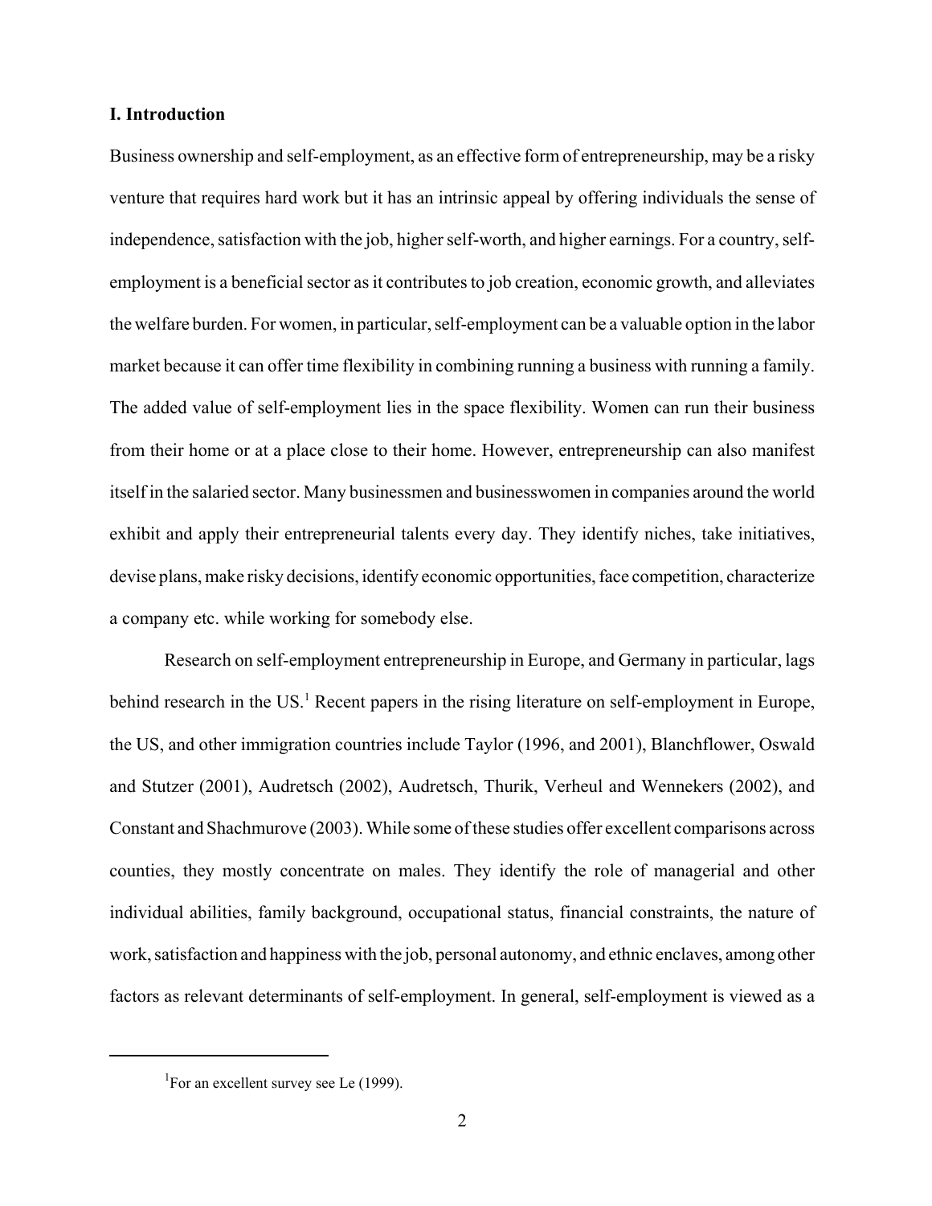## I. Introduction

Business ownership and self-employment, as an effective form of entrepreneurship, may be a risky venture that requires hard work but it has an intrinsic appeal by offering individuals the sense of independence, satisfaction with the job, higher self-worth, and higher earnings. For a country, self-employment is a beneficial sector as it contributes to job creation, economic growth, and alleviates the welfare burden. For women, in particular, self-employment can be a valuable option in the labor market because it can offer time flexibility in combining running a business with running a family. The added value of self-employment lies in the space flexibility. Women can run their business from their home or at a place close to their home. However, entrepreneurship can also manifest itself in the salaried sector. Many businessmen and businesswomen in companies around the world exhibit and apply their entrepreneurial talents every day. They identify niches, take initiatives, devise plans, make risky decisions, identify economic opportunities, face competition, characterize a company etc. while working for somebody else.

Research on self-employment entrepreneurship in Europe, and Germany in particular, lags behind research in the US.[1] Recent papers in the rising literature on self-employment in Europe, the US, and other immigration countries include Taylor (1996, and 2001), Blanchflower, Oswald and Stutzer (2001), Audretsch (2002), Audretsch, Thurik, Verheul and Wennekers (2002), and Constant and Shachmurove (2003). While some of these studies offer excellent comparisons across counties, they mostly concentrate on males. They identify the role of managerial and other individual abilities, family background, occupational status, financial constraints, the nature of work, satisfaction and happiness with the job, personal autonomy, and ethnic enclaves, among other factors as relevant determinants of self-employment. In general, self-employment is viewed as a

[1] For an excellent survey see Le (1999).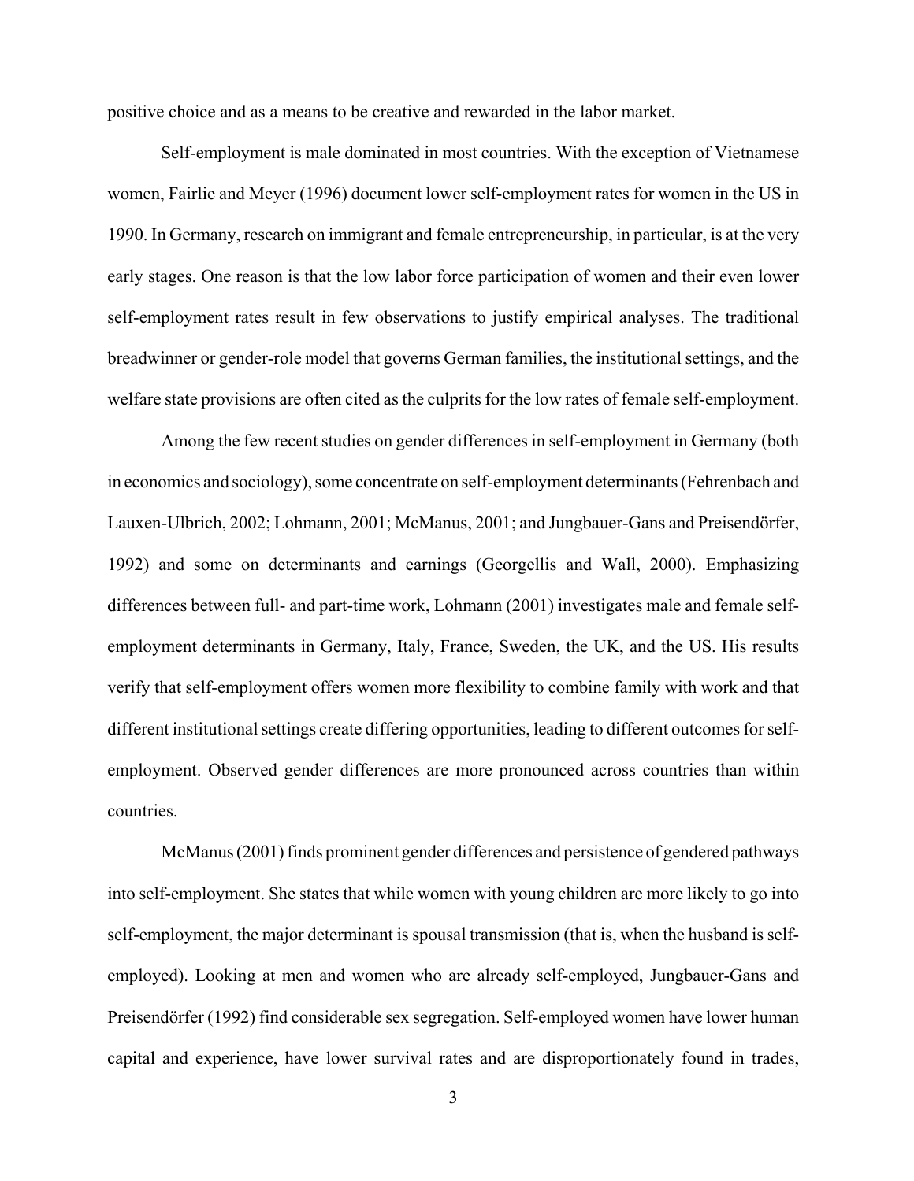positive choice and as a means to be creative and rewarded in the labor market.

Self-employment is male dominated in most countries. With the exception of Vietnamese women, Fairlie and Meyer (1996) document lower self-employment rates for women in the US in 1990. In Germany, research on immigrant and female entrepreneurship, in particular, is at the very early stages. One reason is that the low labor force participation of women and their even lower self-employment rates result in few observations to justify empirical analyses. The traditional breadwinner or gender-role model that governs German families, the institutional settings, and the welfare state provisions are often cited as the culprits for the low rates of female self-employment.

Among the few recent studies on gender differences in self-employment in Germany (both in economics and sociology), some concentrate on self-employment determinants (Fehrenbach and Lauxen-Ulbrich, 2002; Lohmann, 2001; McManus, 2001; and Jungbauer-Gans and Preisendörfer, 1992) and some on determinants and earnings (Georgellis and Wall, 2000). Emphasizing differences between full- and part-time work, Lohmann (2001) investigates male and female self-employment determinants in Germany, Italy, France, Sweden, the UK, and the US. His results verify that self-employment offers women more flexibility to combine family with work and that different institutional settings create differing opportunities, leading to different outcomes for self-employment. Observed gender differences are more pronounced across countries than within countries.

McManus (2001) finds prominent gender differences and persistence of gendered pathways into self-employment. She states that while women with young children are more likely to go into self-employment, the major determinant is spousal transmission (that is, when the husband is self-employed). Looking at men and women who are already self-employed, Jungbauer-Gans and Preisendörfer (1992) find considerable sex segregation. Self-employed women have lower human capital and experience, have lower survival rates and are disproportionately found in trades,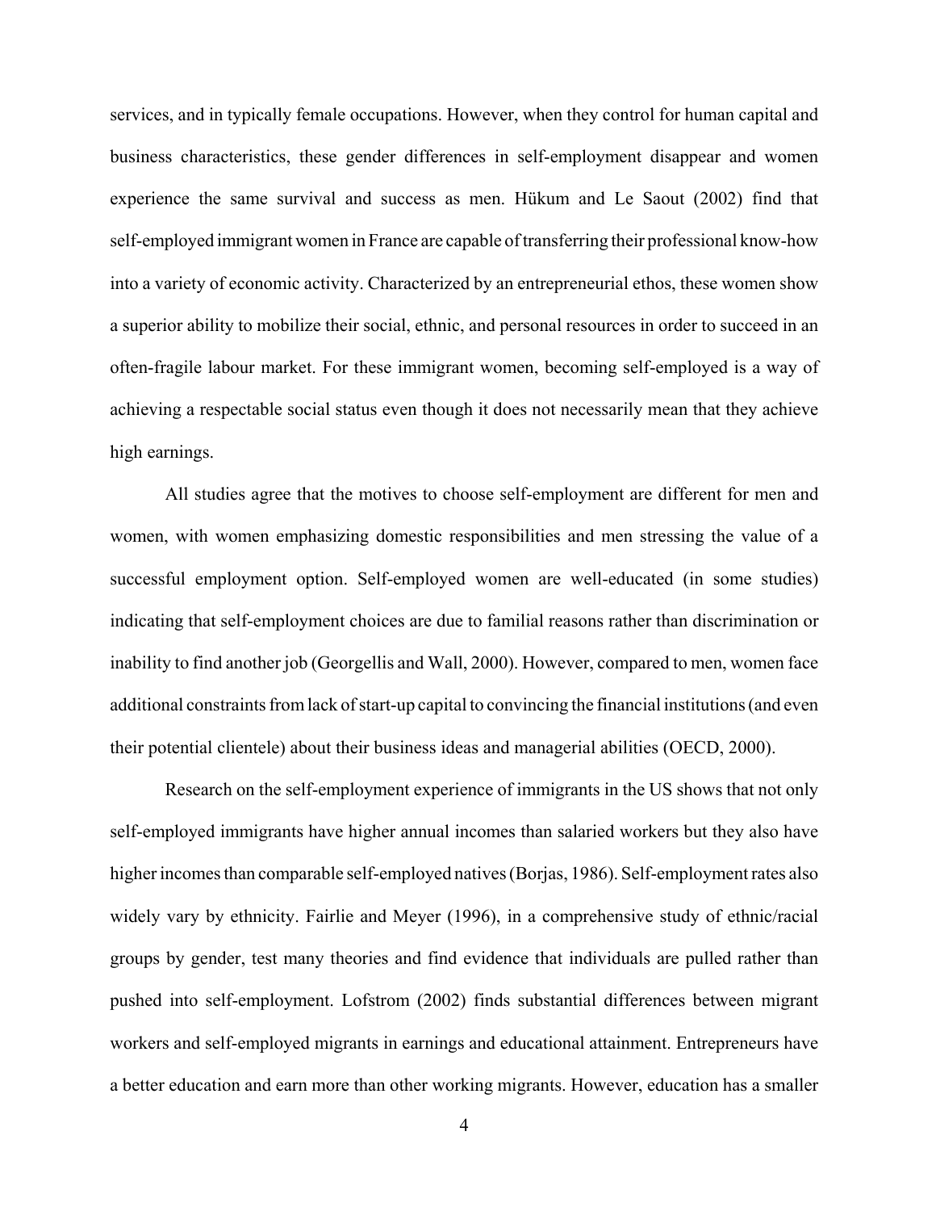services, and in typically female occupations. However, when they control for human capital and business characteristics, these gender differences in self-employment disappear and women experience the same survival and success as men. Hükum and Le Saout (2002) find that self-employed immigrant women in France are capable of transferring their professional know-how into a variety of economic activity. Characterized by an entrepreneurial ethos, these women show a superior ability to mobilize their social, ethnic, and personal resources in order to succeed in an often-fragile labour market. For these immigrant women, becoming self-employed is a way of achieving a respectable social status even though it does not necessarily mean that they achieve high earnings.

All studies agree that the motives to choose self-employment are different for men and women, with women emphasizing domestic responsibilities and men stressing the value of a successful employment option. Self-employed women are well-educated (in some studies) indicating that self-employment choices are due to familial reasons rather than discrimination or inability to find another job (Georgellis and Wall, 2000). However, compared to men, women face additional constraints from lack of start-up capital to convincing the financial institutions (and even their potential clientele) about their business ideas and managerial abilities (OECD, 2000).

Research on the self-employment experience of immigrants in the US shows that not only self-employed immigrants have higher annual incomes than salaried workers but they also have higher incomes than comparable self-employed natives (Borjas, 1986). Self-employment rates also widely vary by ethnicity. Fairlie and Meyer (1996), in a comprehensive study of ethnic/racial groups by gender, test many theories and find evidence that individuals are pulled rather than pushed into self-employment. Lofstrom (2002) finds substantial differences between migrant workers and self-employed migrants in earnings and educational attainment. Entrepreneurs have a better education and earn more than other working migrants. However, education has a smaller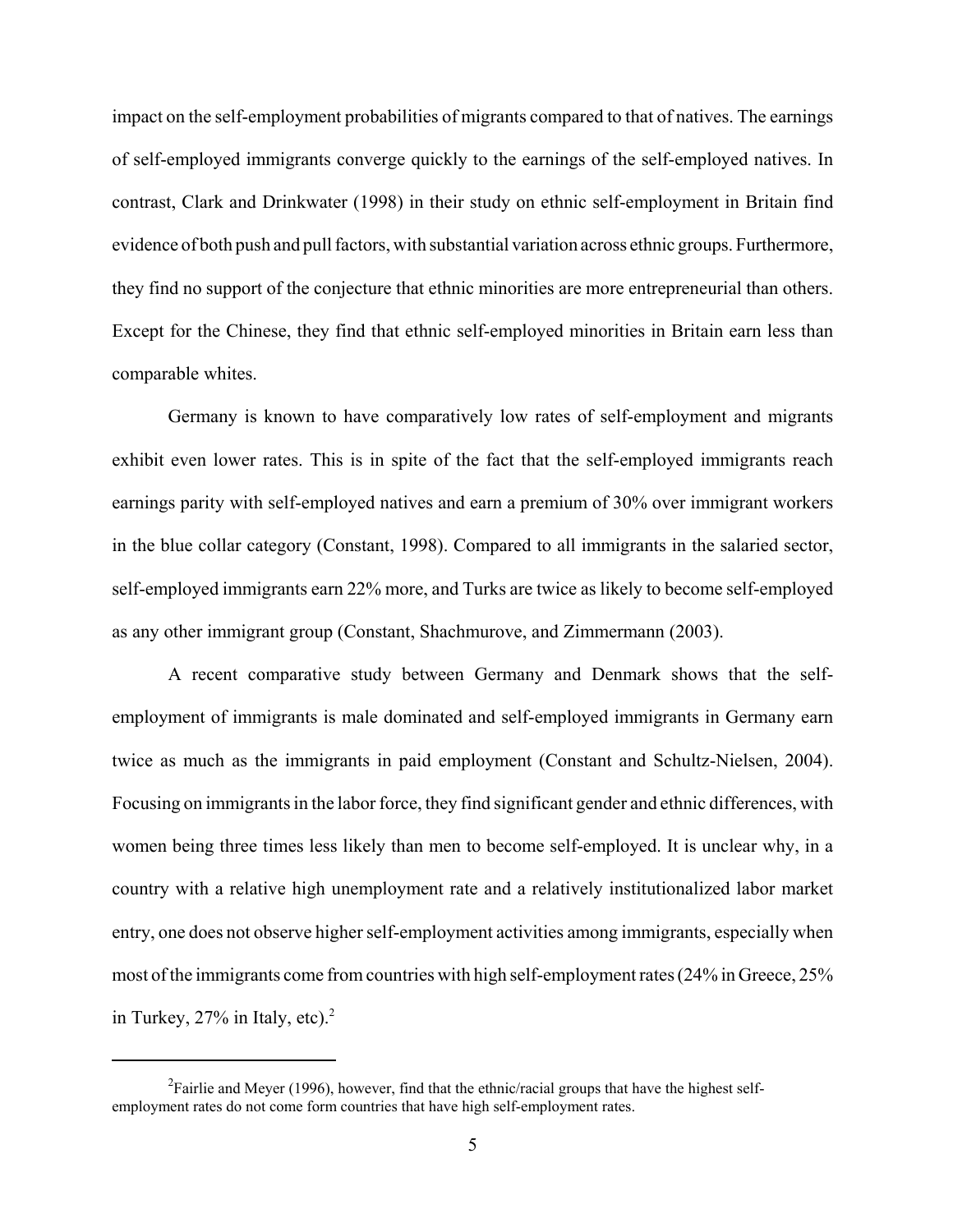impact on the self-employment probabilities of migrants compared to that of natives. The earnings of self-employed immigrants converge quickly to the earnings of the self-employed natives. In contrast, Clark and Drinkwater (1998) in their study on ethnic self-employment in Britain find evidence of both push and pull factors, with substantial variation across ethnic groups. Furthermore, they find no support of the conjecture that ethnic minorities are more entrepreneurial than others. Except for the Chinese, they find that ethnic self-employed minorities in Britain earn less than comparable whites.

Germany is known to have comparatively low rates of self-employment and migrants exhibit even lower rates. This is in spite of the fact that the self-employed immigrants reach earnings parity with self-employed natives and earn a premium of 30% over immigrant workers in the blue collar category (Constant, 1998). Compared to all immigrants in the salaried sector, self-employed immigrants earn 22% more, and Turks are twice as likely to become self-employed as any other immigrant group (Constant, Shachmurove, and Zimmermann (2003).

A recent comparative study between Germany and Denmark shows that the self-employment of immigrants is male dominated and self-employed immigrants in Germany earn twice as much as the immigrants in paid employment (Constant and Schultz-Nielsen, 2004). Focusing on immigrants in the labor force, they find significant gender and ethnic differences, with women being three times less likely than men to become self-employed. It is unclear why, in a country with a relative high unemployment rate and a relatively institutionalized labor market entry, one does not observe higher self-employment activities among immigrants, especially when most of the immigrants come from countries with high self-employment rates (24% in Greece, 25% in Turkey, 27% in Italy, etc).[2]

---

[2]Fairlie and Meyer (1996), however, find that the ethnic/racial groups that have the highest self-employment rates do not come form countries that have high self-employment rates.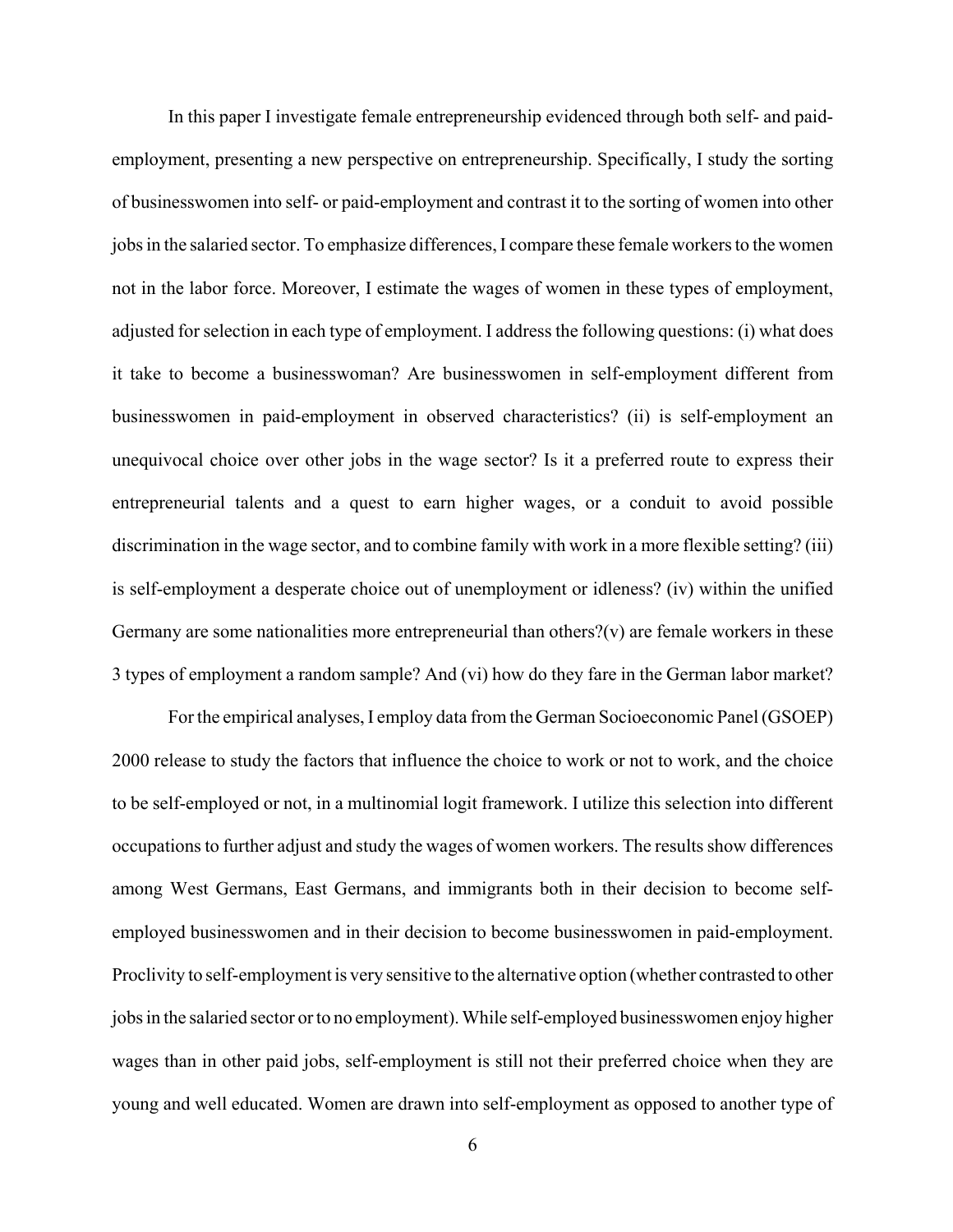In this paper I investigate female entrepreneurship evidenced through both self- and paid-employment, presenting a new perspective on entrepreneurship. Specifically, I study the sorting of businesswomen into self- or paid-employment and contrast it to the sorting of women into other jobs in the salaried sector. To emphasize differences, I compare these female workers to the women not in the labor force. Moreover, I estimate the wages of women in these types of employment, adjusted for selection in each type of employment. I address the following questions: (i) what does it take to become a businesswoman? Are businesswomen in self-employment different from businesswomen in paid-employment in observed characteristics? (ii) is self-employment an unequivocal choice over other jobs in the wage sector? Is it a preferred route to express their entrepreneurial talents and a quest to earn higher wages, or a conduit to avoid possible discrimination in the wage sector, and to combine family with work in a more flexible setting? (iii) is self-employment a desperate choice out of unemployment or idleness? (iv) within the unified Germany are some nationalities more entrepreneurial than others?(v) are female workers in these 3 types of employment a random sample? And (vi) how do they fare in the German labor market?

For the empirical analyses, I employ data from the German Socioeconomic Panel (GSOEP) 2000 release to study the factors that influence the choice to work or not to work, and the choice to be self-employed or not, in a multinomial logit framework. I utilize this selection into different occupations to further adjust and study the wages of women workers. The results show differences among West Germans, East Germans, and immigrants both in their decision to become self-employed businesswomen and in their decision to become businesswomen in paid-employment. Proclivity to self-employment is very sensitive to the alternative option (whether contrasted to other jobs in the salaried sector or to no employment). While self-employed businesswomen enjoy higher wages than in other paid jobs, self-employment is still not their preferred choice when they are young and well educated. Women are drawn into self-employment as opposed to another type of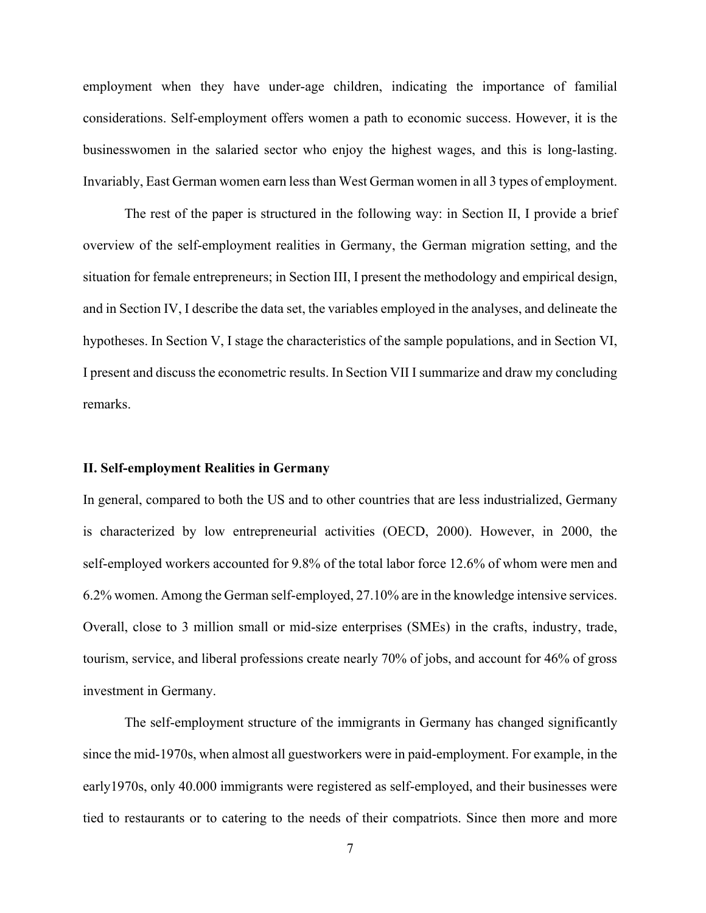employment when they have under-age children, indicating the importance of familial considerations. Self-employment offers women a path to economic success. However, it is the businesswomen in the salaried sector who enjoy the highest wages, and this is long-lasting. Invariably, East German women earn less than West German women in all 3 types of employment.

The rest of the paper is structured in the following way: in Section II, I provide a brief overview of the self-employment realities in Germany, the German migration setting, and the situation for female entrepreneurs; in Section III, I present the methodology and empirical design, and in Section IV, I describe the data set, the variables employed in the analyses, and delineate the hypotheses. In Section V, I stage the characteristics of the sample populations, and in Section VI, I present and discuss the econometric results. In Section VII I summarize and draw my concluding remarks.

## II. Self-employment Realities in Germany

In general, compared to both the US and to other countries that are less industrialized, Germany is characterized by low entrepreneurial activities (OECD, 2000). However, in 2000, the self-employed workers accounted for 9.8% of the total labor force 12.6% of whom were men and 6.2% women. Among the German self-employed, 27.10% are in the knowledge intensive services. Overall, close to 3 million small or mid-size enterprises (SMEs) in the crafts, industry, trade, tourism, service, and liberal professions create nearly 70% of jobs, and account for 46% of gross investment in Germany.

The self-employment structure of the immigrants in Germany has changed significantly since the mid-1970s, when almost all guestworkers were in paid-employment. For example, in the early1970s, only 40.000 immigrants were registered as self-employed, and their businesses were tied to restaurants or to catering to the needs of their compatriots. Since then more and more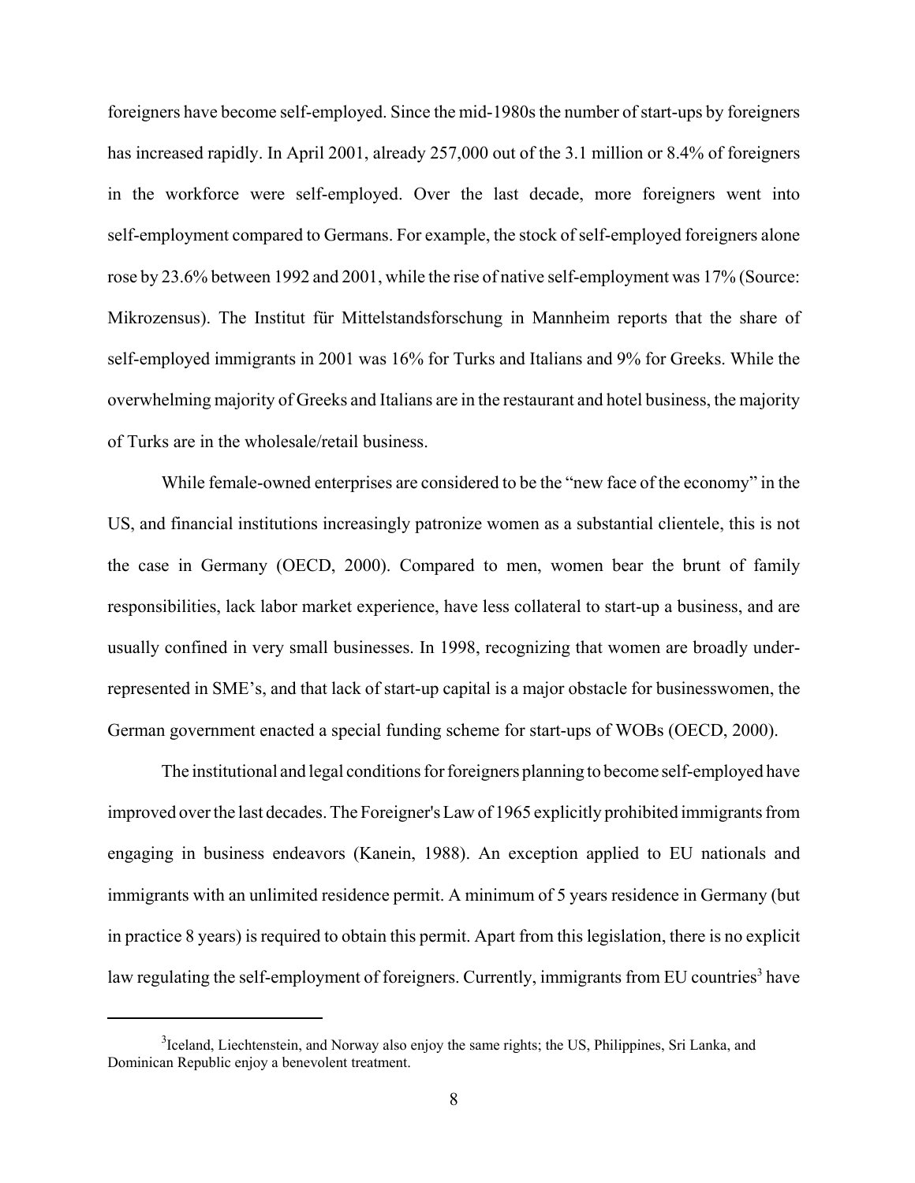foreigners have become self-employed. Since the mid-1980s the number of start-ups by foreigners has increased rapidly. In April 2001, already 257,000 out of the 3.1 million or 8.4% of foreigners in the workforce were self-employed. Over the last decade, more foreigners went into self-employment compared to Germans. For example, the stock of self-employed foreigners alone rose by 23.6% between 1992 and 2001, while the rise of native self-employment was 17% (Source: Mikrozensus). The Institut für Mittelstandsforschung in Mannheim reports that the share of self-employed immigrants in 2001 was 16% for Turks and Italians and 9% for Greeks. While the overwhelming majority of Greeks and Italians are in the restaurant and hotel business, the majority of Turks are in the wholesale/retail business.

While female-owned enterprises are considered to be the "new face of the economy" in the US, and financial institutions increasingly patronize women as a substantial clientele, this is not the case in Germany (OECD, 2000). Compared to men, women bear the brunt of family responsibilities, lack labor market experience, have less collateral to start-up a business, and are usually confined in very small businesses. In 1998, recognizing that women are broadly under-represented in SME's, and that lack of start-up capital is a major obstacle for businesswomen, the German government enacted a special funding scheme for start-ups of WOBs (OECD, 2000).

The institutional and legal conditions for foreigners planning to become self-employed have improved over the last decades. The Foreigner's Law of 1965 explicitly prohibited immigrants from engaging in business endeavors (Kanein, 1988). An exception applied to EU nationals and immigrants with an unlimited residence permit. A minimum of 5 years residence in Germany (but in practice 8 years) is required to obtain this permit. Apart from this legislation, there is no explicit law regulating the self-employment of foreigners. Currently, immigrants from EU countries[3] have

[3]Iceland, Liechtenstein, and Norway also enjoy the same rights; the US, Philippines, Sri Lanka, and Dominican Republic enjoy a benevolent treatment.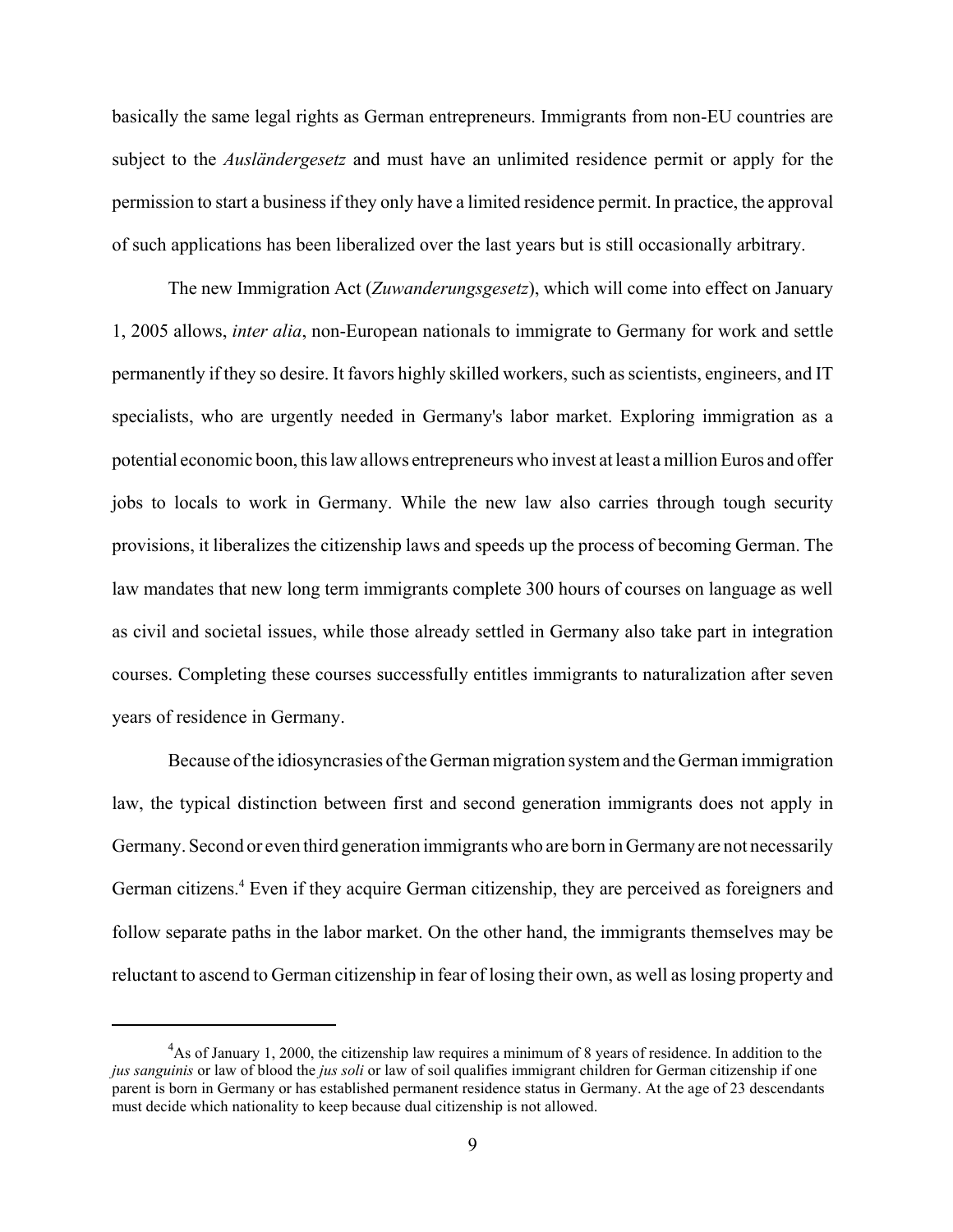basically the same legal rights as German entrepreneurs. Immigrants from non-EU countries are subject to the *Ausländergesetz* and must have an unlimited residence permit or apply for the permission to start a business if they only have a limited residence permit. In practice, the approval of such applications has been liberalized over the last years but is still occasionally arbitrary.

The new Immigration Act (*Zuwanderungsgesetz*), which will come into effect on January 1, 2005 allows, *inter alia*, non-European nationals to immigrate to Germany for work and settle permanently if they so desire. It favors highly skilled workers, such as scientists, engineers, and IT specialists, who are urgently needed in Germany's labor market. Exploring immigration as a potential economic boon, this law allows entrepreneurs who invest at least a million Euros and offer jobs to locals to work in Germany. While the new law also carries through tough security provisions, it liberalizes the citizenship laws and speeds up the process of becoming German. The law mandates that new long term immigrants complete 300 hours of courses on language as well as civil and societal issues, while those already settled in Germany also take part in integration courses. Completing these courses successfully entitles immigrants to naturalization after seven years of residence in Germany.

Because of the idiosyncrasies of the German migration system and the German immigration law, the typical distinction between first and second generation immigrants does not apply in Germany. Second or even third generation immigrants who are born in Germany are not necessarily German citizens.[4] Even if they acquire German citizenship, they are perceived as foreigners and follow separate paths in the labor market. On the other hand, the immigrants themselves may be reluctant to ascend to German citizenship in fear of losing their own, as well as losing property and

[4] As of January 1, 2000, the citizenship law requires a minimum of 8 years of residence. In addition to the *jus sanguinis* or law of blood the *jus soli* or law of soil qualifies immigrant children for German citizenship if one parent is born in Germany or has established permanent residence status in Germany. At the age of 23 descendants must decide which nationality to keep because dual citizenship is not allowed.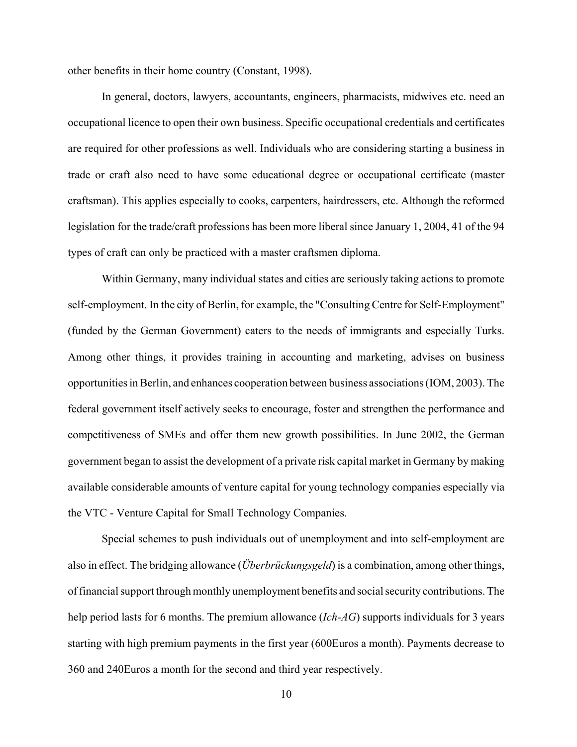other benefits in their home country (Constant, 1998).

In general, doctors, lawyers, accountants, engineers, pharmacists, midwives etc. need an occupational licence to open their own business. Specific occupational credentials and certificates are required for other professions as well. Individuals who are considering starting a business in trade or craft also need to have some educational degree or occupational certificate (master craftsman). This applies especially to cooks, carpenters, hairdressers, etc. Although the reformed legislation for the trade/craft professions has been more liberal since January 1, 2004, 41 of the 94 types of craft can only be practiced with a master craftsmen diploma.

Within Germany, many individual states and cities are seriously taking actions to promote self-employment. In the city of Berlin, for example, the "Consulting Centre for Self-Employment" (funded by the German Government) caters to the needs of immigrants and especially Turks. Among other things, it provides training in accounting and marketing, advises on business opportunities in Berlin, and enhances cooperation between business associations (IOM, 2003). The federal government itself actively seeks to encourage, foster and strengthen the performance and competitiveness of SMEs and offer them new growth possibilities. In June 2002, the German government began to assist the development of a private risk capital market in Germany by making available considerable amounts of venture capital for young technology companies especially via the VTC - Venture Capital for Small Technology Companies.

Special schemes to push individuals out of unemployment and into self-employment are also in effect. The bridging allowance (*Überbrückungsgeld*) is a combination, among other things, of financial support through monthly unemployment benefits and social security contributions. The help period lasts for 6 months. The premium allowance (*Ich-AG*) supports individuals for 3 years starting with high premium payments in the first year (600Euros a month). Payments decrease to 360 and 240Euros a month for the second and third year respectively.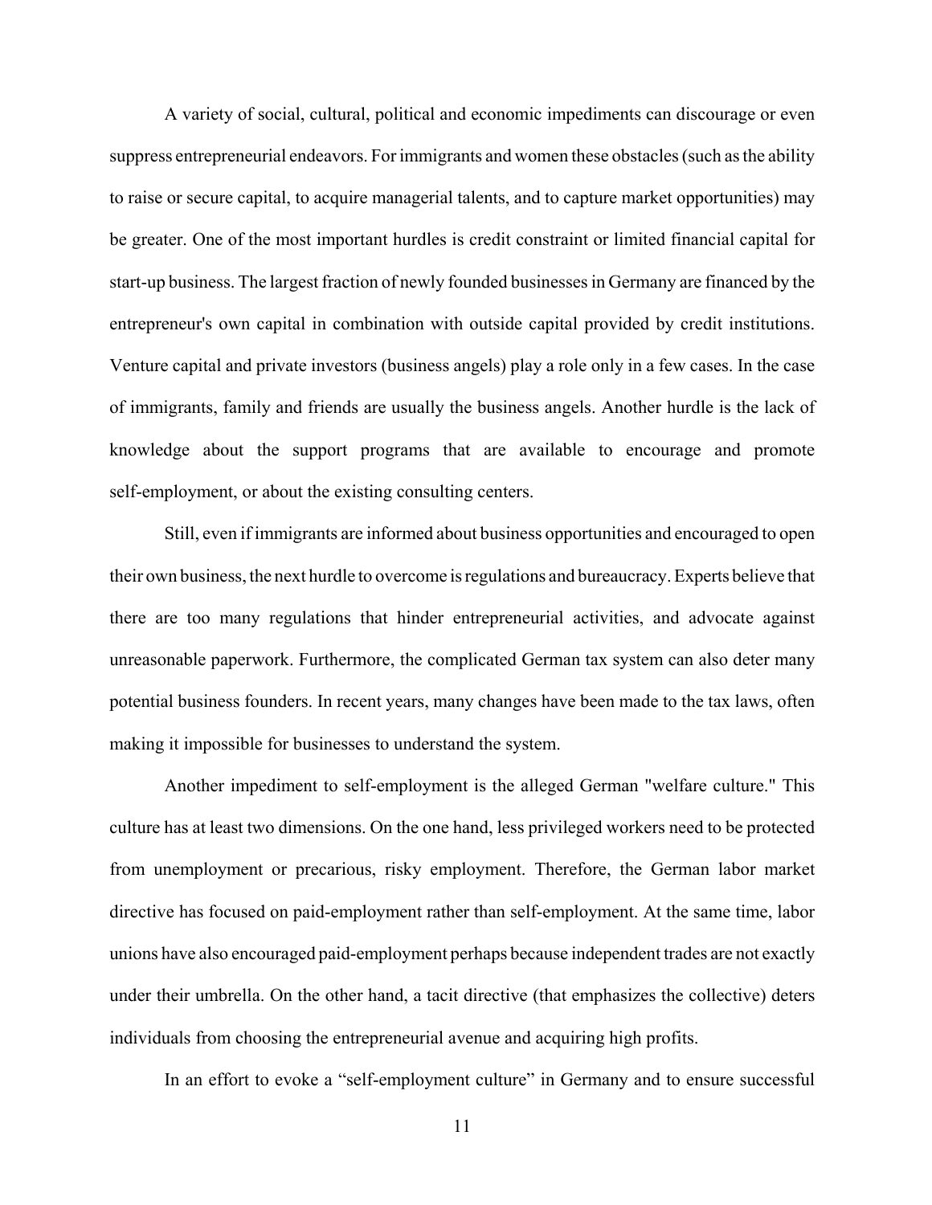A variety of social, cultural, political and economic impediments can discourage or even suppress entrepreneurial endeavors. For immigrants and women these obstacles (such as the ability to raise or secure capital, to acquire managerial talents, and to capture market opportunities) may be greater. One of the most important hurdles is credit constraint or limited financial capital for start-up business. The largest fraction of newly founded businesses in Germany are financed by the entrepreneur's own capital in combination with outside capital provided by credit institutions. Venture capital and private investors (business angels) play a role only in a few cases. In the case of immigrants, family and friends are usually the business angels. Another hurdle is the lack of knowledge about the support programs that are available to encourage and promote self-employment, or about the existing consulting centers.

Still, even if immigrants are informed about business opportunities and encouraged to open their own business, the next hurdle to overcome is regulations and bureaucracy. Experts believe that there are too many regulations that hinder entrepreneurial activities, and advocate against unreasonable paperwork. Furthermore, the complicated German tax system can also deter many potential business founders. In recent years, many changes have been made to the tax laws, often making it impossible for businesses to understand the system.

Another impediment to self-employment is the alleged German "welfare culture." This culture has at least two dimensions. On the one hand, less privileged workers need to be protected from unemployment or precarious, risky employment. Therefore, the German labor market directive has focused on paid-employment rather than self-employment. At the same time, labor unions have also encouraged paid-employment perhaps because independent trades are not exactly under their umbrella. On the other hand, a tacit directive (that emphasizes the collective) deters individuals from choosing the entrepreneurial avenue and acquiring high profits.

In an effort to evoke a "self-employment culture" in Germany and to ensure successful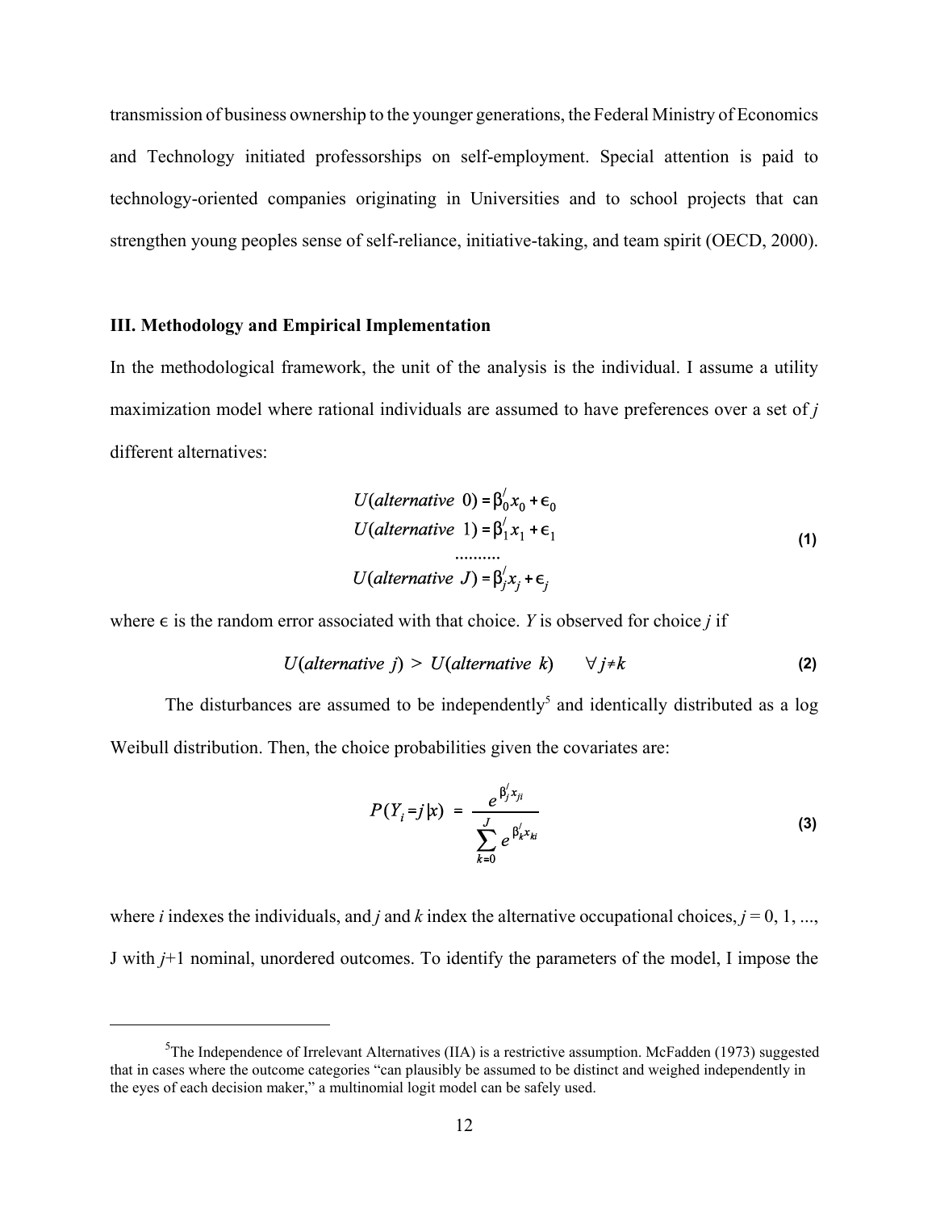transmission of business ownership to the younger generations, the Federal Ministry of Economics and Technology initiated professorships on self-employment. Special attention is paid to technology-oriented companies originating in Universities and to school projects that can strengthen young peoples sense of self-reliance, initiative-taking, and team spirit (OECD, 2000).

### III. Methodology and Empirical Implementation

In the methodological framework, the unit of the analysis is the individual. I assume a utility maximization model where rational individuals are assumed to have preferences over a set of *j* different alternatives:

$$
\begin{aligned}
U(alternative\ \ 0) &= \beta_0^{/} x_0 + \epsilon_0 \\
U(alternative\ \ 1) &= \beta_1^{/} x_1 + \epsilon_1 \\
&\cdots\cdots\cdots\cdot \\
U(alternative\ \ J) &= \beta_j^{/} x_j + \epsilon_j
\end{aligned}
\tag{1}
$$

where $\epsilon$ is the random error associated with that choice. *Y* is observed for choice *j* if

$$
U(alternative\ \ j) > U(alternative\ \ k) \qquad \forall\, j \neq k
\tag{2}
$$

The disturbances are assumed to be independently[5] and identically distributed as a log Weibull distribution. Then, the choice probabilities given the covariates are:

$$
P(Y_i = j|x) \ = \ \frac{e^{\beta_j^{/} x_{ji}}}{\sum_{k=0}^{J} e^{\beta_k^{/} x_{ki}}}
\tag{3}
$$

where *i* indexes the individuals, and *j* and *k* index the alternative occupational choices, $j = 0, 1, ...,$ J with $j$+1 nominal, unordered outcomes. To identify the parameters of the model, I impose the

---

[5]The Independence of Irrelevant Alternatives (IIA) is a restrictive assumption. McFadden (1973) suggested that in cases where the outcome categories "can plausibly be assumed to be distinct and weighed independently in the eyes of each decision maker," a multinomial logit model can be safely used.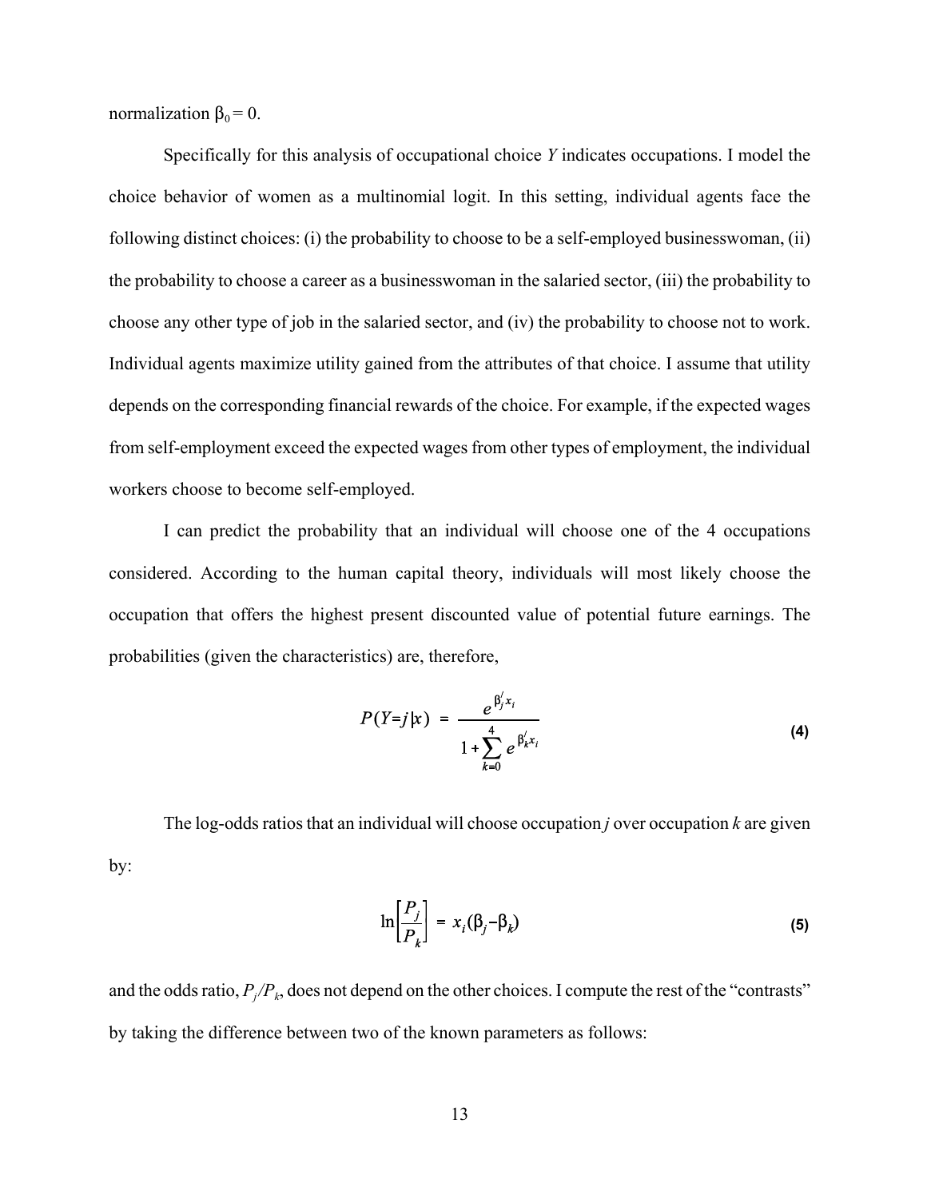normalization $\beta_0 = 0$.

Specifically for this analysis of occupational choice $Y$ indicates occupations. I model the choice behavior of women as a multinomial logit. In this setting, individual agents face the following distinct choices: (i) the probability to choose to be a self-employed businesswoman, (ii) the probability to choose a career as a businesswoman in the salaried sector, (iii) the probability to choose any other type of job in the salaried sector, and (iv) the probability to choose not to work. Individual agents maximize utility gained from the attributes of that choice. I assume that utility depends on the corresponding financial rewards of the choice. For example, if the expected wages from self-employment exceed the expected wages from other types of employment, the individual workers choose to become self-employed.

I can predict the probability that an individual will choose one of the 4 occupations considered. According to the human capital theory, individuals will most likely choose the occupation that offers the highest present discounted value of potential future earnings. The probabilities (given the characteristics) are, therefore,

$$P(Y=j|x) = \frac{e^{\beta_j' x_i}}{1 + \sum_{k=0}^{4} e^{\beta_k' x_i}} \tag{4}$$

The log-odds ratios that an individual will choose occupation $j$ over occupation $k$ are given by:

$$\ln\left[\frac{P_j}{P_k}\right] = x_i(\beta_j - \beta_k) \tag{5}$$

and the odds ratio, $P_j/P_k$, does not depend on the other choices. I compute the rest of the "contrasts" by taking the difference between two of the known parameters as follows: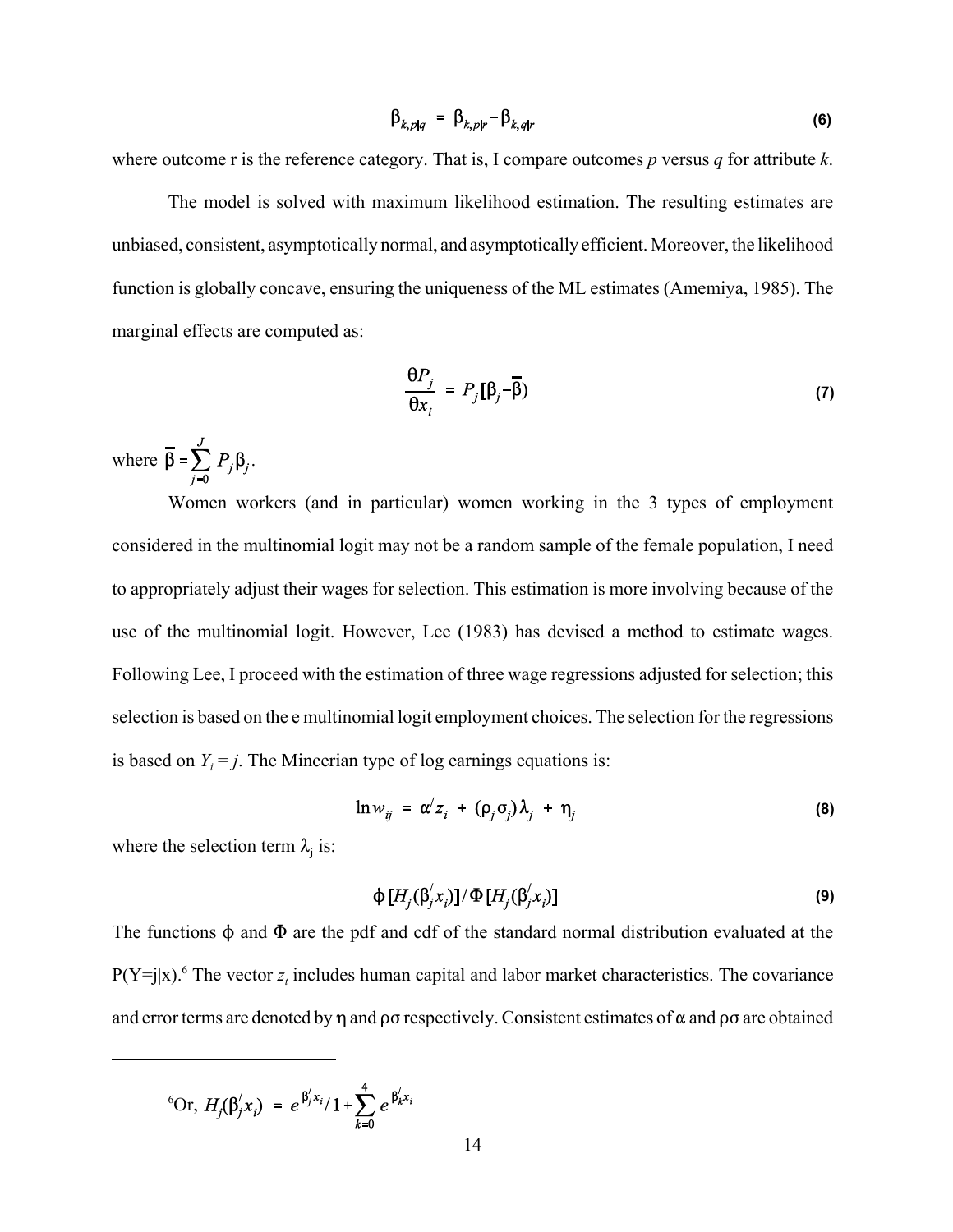$$\beta_{k,p|q} = \beta_{k,p|r} - \beta_{k,q|r} \tag{6}$$

where outcome r is the reference category. That is, I compare outcomes *p* versus *q* for attribute *k*.

The model is solved with maximum likelihood estimation. The resulting estimates are unbiased, consistent, asymptotically normal, and asymptotically efficient. Moreover, the likelihood function is globally concave, ensuring the uniqueness of the ML estimates (Amemiya, 1985). The marginal effects are computed as:

$$\frac{\theta P_j}{\theta x_i} = P_j[\beta_j - \bar{\beta}) \tag{7}$$

where $\bar{\beta} = \sum_{j=0}^{J} P_j \beta_j$.

Women workers (and in particular) women working in the 3 types of employment considered in the multinomial logit may not be a random sample of the female population, I need to appropriately adjust their wages for selection. This estimation is more involving because of the use of the multinomial logit. However, Lee (1983) has devised a method to estimate wages. Following Lee, I proceed with the estimation of three wage regressions adjusted for selection; this selection is based on the e multinomial logit employment choices. The selection for the regressions is based on $Y_i = j$. The Mincerian type of log earnings equations is:

$$\ln w_{ij} = \alpha' z_i + (\rho_j \sigma_j)\lambda_j + \eta_j \tag{8}$$

where the selection term $\lambda_j$ is:

$$\phi[H_j(\beta_j' x_i)] / \Phi[H_j(\beta_j' x_i)] \tag{9}$$

The functions $\phi$ and $\Phi$ are the pdf and cdf of the standard normal distribution evaluated at the P(Y=j|x).[6] The vector $z_i$ includes human capital and labor market characteristics. The covariance and error terms are denoted by $\eta$ and $\rho\sigma$ respectively. Consistent estimates of $\alpha$ and $\rho\sigma$ are obtained

---

[6] Or, $H_j(\beta_j' x_i) = e^{\beta_j' x_i} / 1 + \sum_{k=0}^{4} e^{\beta_k' x_i}$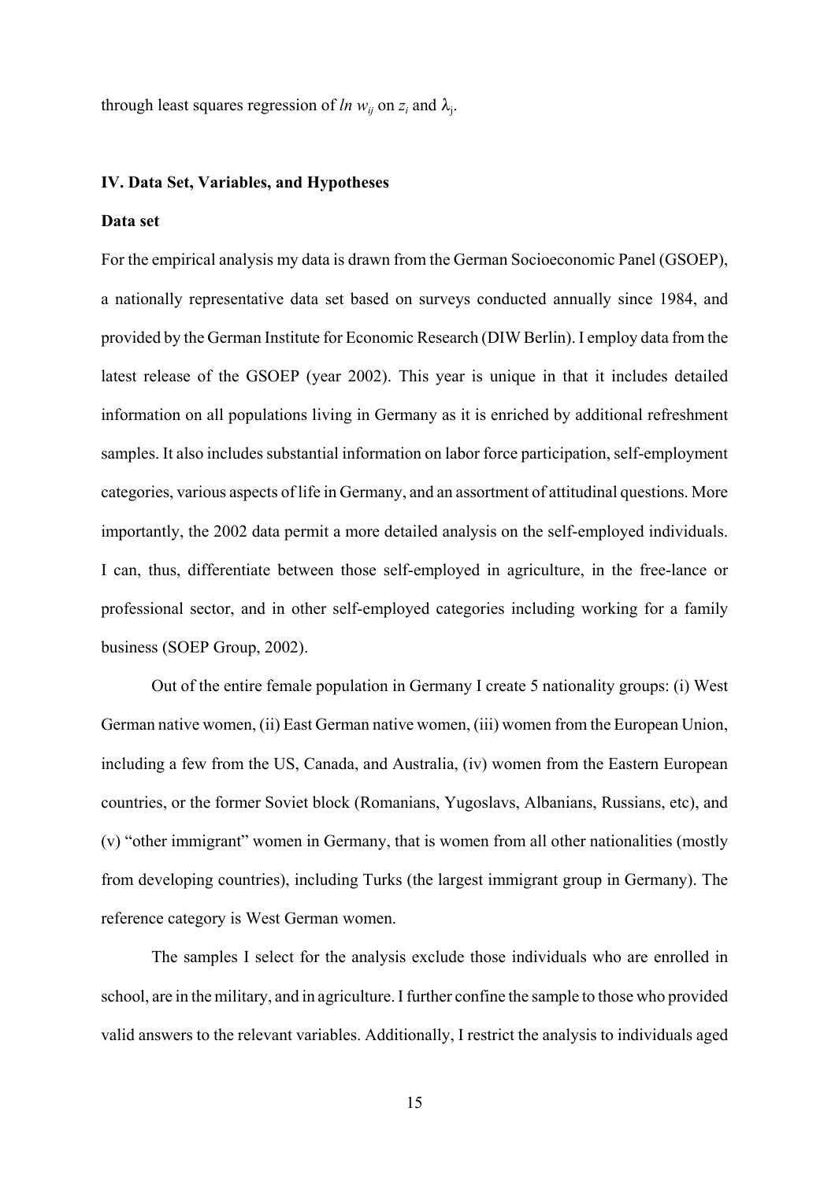through least squares regression of $ln\ w_{ij}$ on $z_i$ and $\lambda_j$.

## IV. Data Set, Variables, and Hypotheses

### Data set

For the empirical analysis my data is drawn from the German Socioeconomic Panel (GSOEP), a nationally representative data set based on surveys conducted annually since 1984, and provided by the German Institute for Economic Research (DIW Berlin). I employ data from the latest release of the GSOEP (year 2002). This year is unique in that it includes detailed information on all populations living in Germany as it is enriched by additional refreshment samples. It also includes substantial information on labor force participation, self-employment categories, various aspects of life in Germany, and an assortment of attitudinal questions. More importantly, the 2002 data permit a more detailed analysis on the self-employed individuals. I can, thus, differentiate between those self-employed in agriculture, in the free-lance or professional sector, and in other self-employed categories including working for a family business (SOEP Group, 2002).

Out of the entire female population in Germany I create 5 nationality groups: (i) West German native women, (ii) East German native women, (iii) women from the European Union, including a few from the US, Canada, and Australia, (iv) women from the Eastern European countries, or the former Soviet block (Romanians, Yugoslavs, Albanians, Russians, etc), and (v) "other immigrant" women in Germany, that is women from all other nationalities (mostly from developing countries), including Turks (the largest immigrant group in Germany). The reference category is West German women.

The samples I select for the analysis exclude those individuals who are enrolled in school, are in the military, and in agriculture. I further confine the sample to those who provided valid answers to the relevant variables. Additionally, I restrict the analysis to individuals aged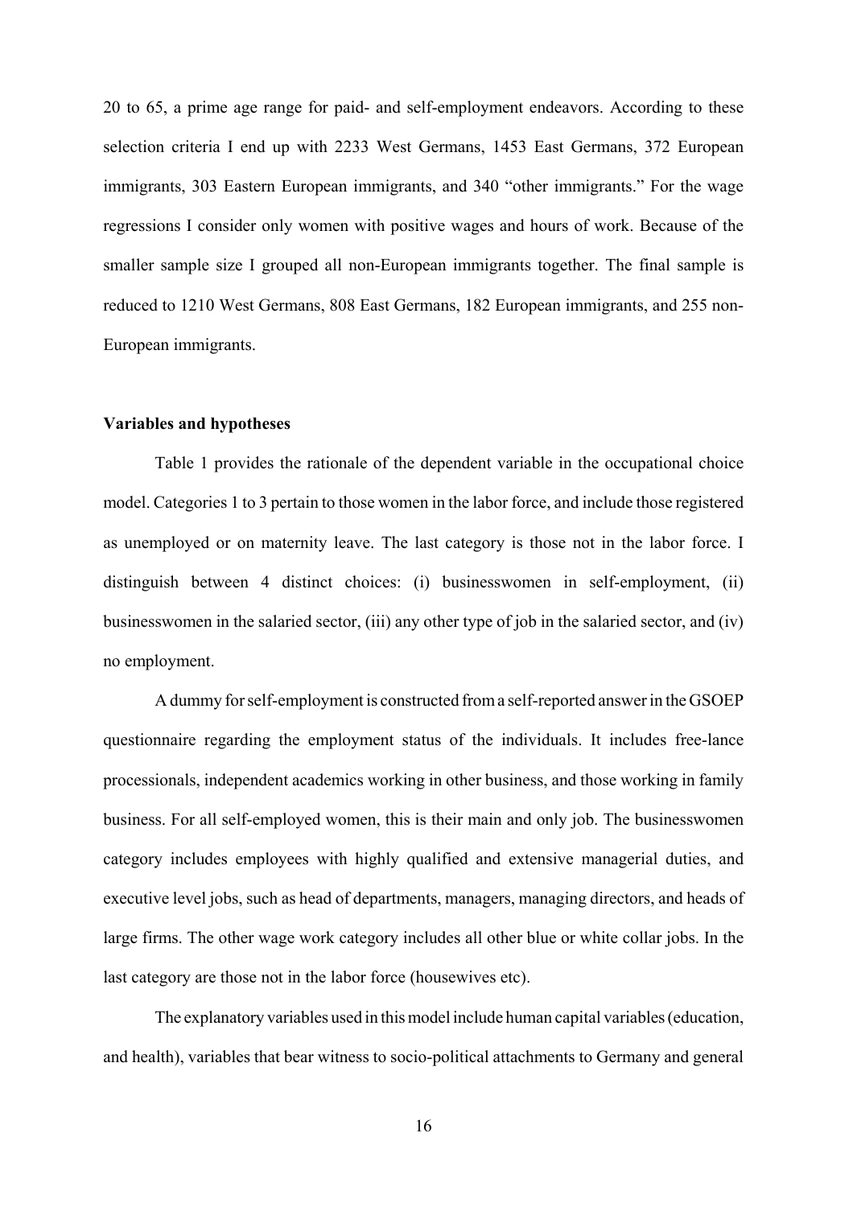20 to 65, a prime age range for paid- and self-employment endeavors. According to these selection criteria I end up with 2233 West Germans, 1453 East Germans, 372 European immigrants, 303 Eastern European immigrants, and 340 "other immigrants." For the wage regressions I consider only women with positive wages and hours of work. Because of the smaller sample size I grouped all non-European immigrants together. The final sample is reduced to 1210 West Germans, 808 East Germans, 182 European immigrants, and 255 non-European immigrants.

**Variables and hypotheses**

Table 1 provides the rationale of the dependent variable in the occupational choice model. Categories 1 to 3 pertain to those women in the labor force, and include those registered as unemployed or on maternity leave. The last category is those not in the labor force. I distinguish between 4 distinct choices: (i) businesswomen in self-employment, (ii) businesswomen in the salaried sector, (iii) any other type of job in the salaried sector, and (iv) no employment.

A dummy for self-employment is constructed from a self-reported answer in the GSOEP questionnaire regarding the employment status of the individuals. It includes free-lance processionals, independent academics working in other business, and those working in family business. For all self-employed women, this is their main and only job. The businesswomen category includes employees with highly qualified and extensive managerial duties, and executive level jobs, such as head of departments, managers, managing directors, and heads of large firms. The other wage work category includes all other blue or white collar jobs. In the last category are those not in the labor force (housewives etc).

The explanatory variables used in this model include human capital variables (education, and health), variables that bear witness to socio-political attachments to Germany and general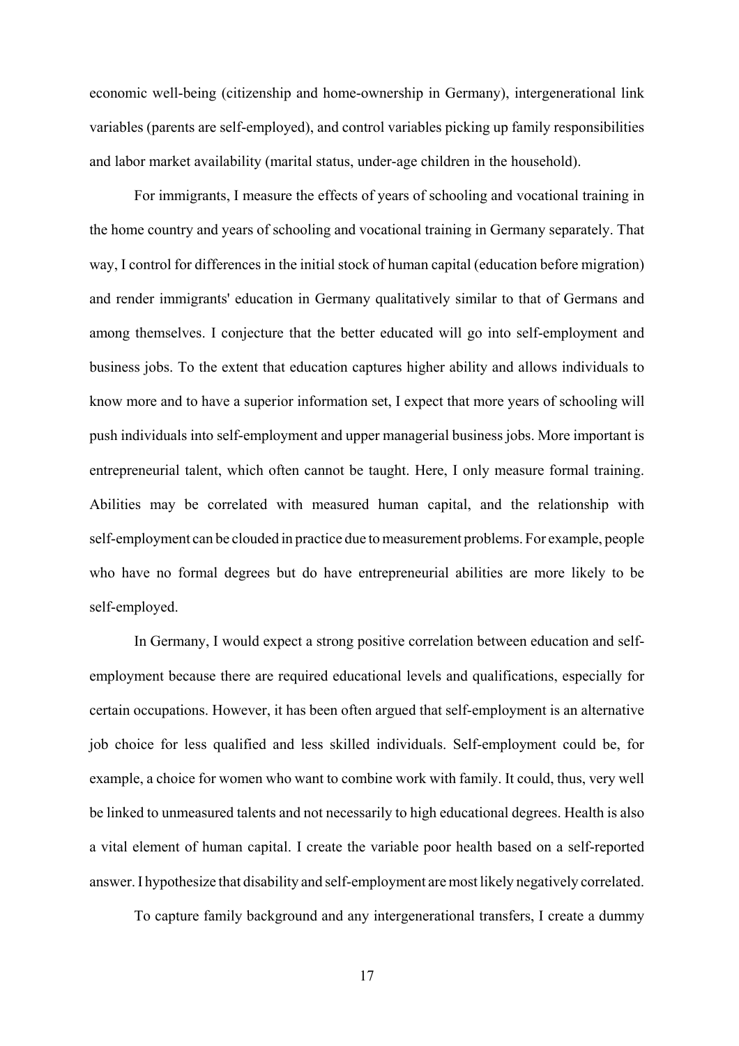economic well-being (citizenship and home-ownership in Germany), intergenerational link variables (parents are self-employed), and control variables picking up family responsibilities and labor market availability (marital status, under-age children in the household).

For immigrants, I measure the effects of years of schooling and vocational training in the home country and years of schooling and vocational training in Germany separately. That way, I control for differences in the initial stock of human capital (education before migration) and render immigrants' education in Germany qualitatively similar to that of Germans and among themselves. I conjecture that the better educated will go into self-employment and business jobs. To the extent that education captures higher ability and allows individuals to know more and to have a superior information set, I expect that more years of schooling will push individuals into self-employment and upper managerial business jobs. More important is entrepreneurial talent, which often cannot be taught. Here, I only measure formal training. Abilities may be correlated with measured human capital, and the relationship with self-employment can be clouded in practice due to measurement problems. For example, people who have no formal degrees but do have entrepreneurial abilities are more likely to be self-employed.

In Germany, I would expect a strong positive correlation between education and self-employment because there are required educational levels and qualifications, especially for certain occupations. However, it has been often argued that self-employment is an alternative job choice for less qualified and less skilled individuals. Self-employment could be, for example, a choice for women who want to combine work with family. It could, thus, very well be linked to unmeasured talents and not necessarily to high educational degrees. Health is also a vital element of human capital. I create the variable poor health based on a self-reported answer. I hypothesize that disability and self-employment are most likely negatively correlated.

To capture family background and any intergenerational transfers, I create a dummy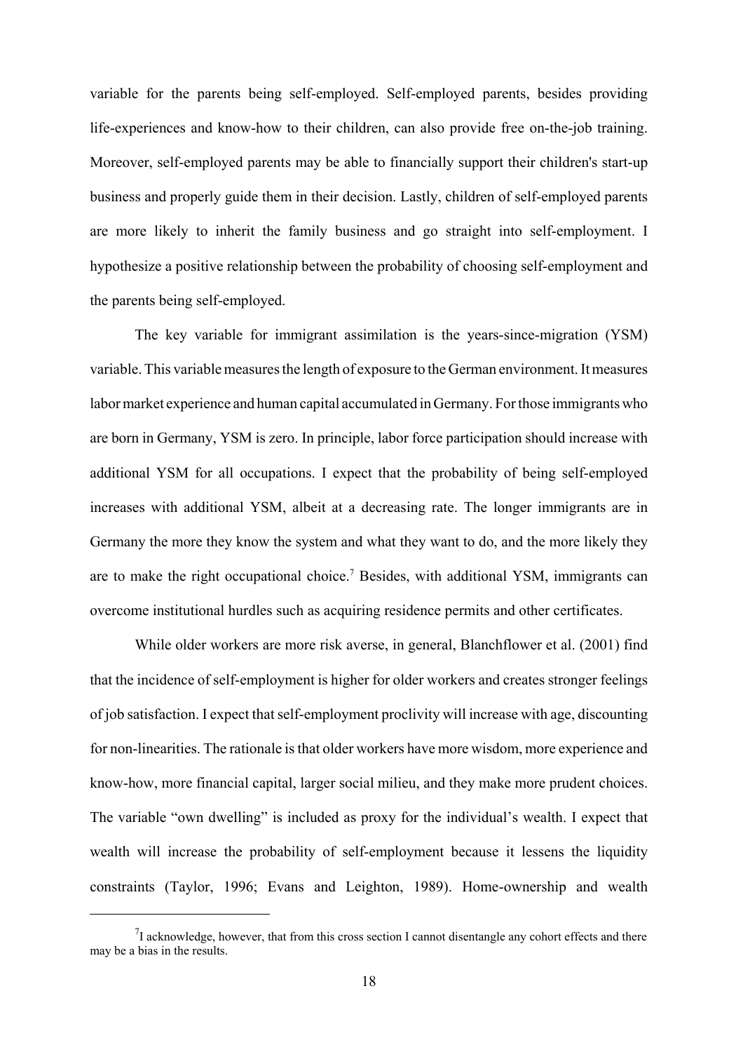variable for the parents being self-employed. Self-employed parents, besides providing life-experiences and know-how to their children, can also provide free on-the-job training. Moreover, self-employed parents may be able to financially support their children's start-up business and properly guide them in their decision. Lastly, children of self-employed parents are more likely to inherit the family business and go straight into self-employment. I hypothesize a positive relationship between the probability of choosing self-employment and the parents being self-employed.

The key variable for immigrant assimilation is the years-since-migration (YSM) variable. This variable measures the length of exposure to the German environment. It measures labor market experience and human capital accumulated in Germany. For those immigrants who are born in Germany, YSM is zero. In principle, labor force participation should increase with additional YSM for all occupations. I expect that the probability of being self-employed increases with additional YSM, albeit at a decreasing rate. The longer immigrants are in Germany the more they know the system and what they want to do, and the more likely they are to make the right occupational choice.[7] Besides, with additional YSM, immigrants can overcome institutional hurdles such as acquiring residence permits and other certificates.

While older workers are more risk averse, in general, Blanchflower et al. (2001) find that the incidence of self-employment is higher for older workers and creates stronger feelings of job satisfaction. I expect that self-employment proclivity will increase with age, discounting for non-linearities. The rationale is that older workers have more wisdom, more experience and know-how, more financial capital, larger social milieu, and they make more prudent choices. The variable "own dwelling" is included as proxy for the individual's wealth. I expect that wealth will increase the probability of self-employment because it lessens the liquidity constraints (Taylor, 1996; Evans and Leighton, 1989). Home-ownership and wealth

[7] I acknowledge, however, that from this cross section I cannot disentangle any cohort effects and there may be a bias in the results.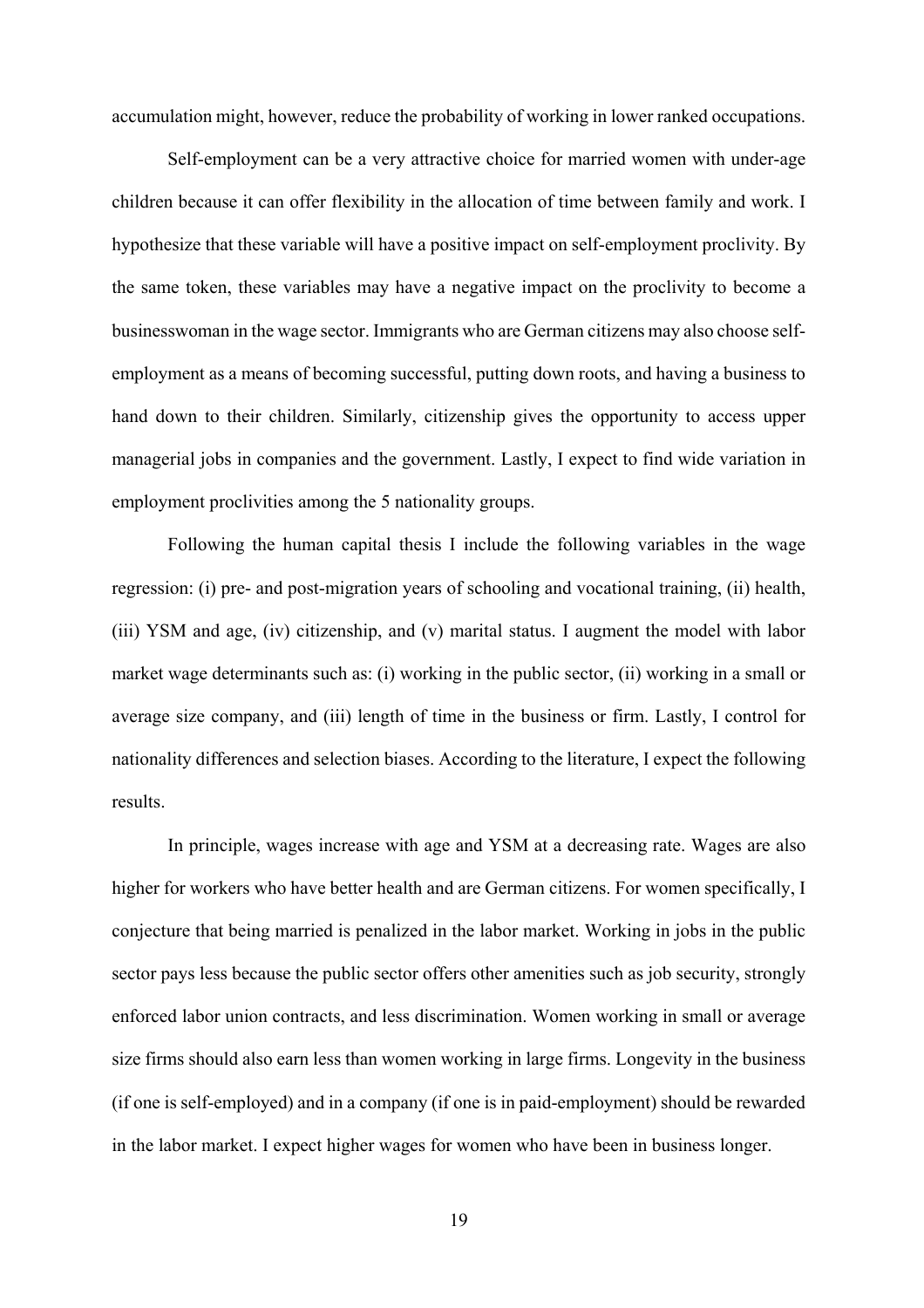accumulation might, however, reduce the probability of working in lower ranked occupations.

Self-employment can be a very attractive choice for married women with under-age children because it can offer flexibility in the allocation of time between family and work. I hypothesize that these variable will have a positive impact on self-employment proclivity. By the same token, these variables may have a negative impact on the proclivity to become a businesswoman in the wage sector. Immigrants who are German citizens may also choose self-employment as a means of becoming successful, putting down roots, and having a business to hand down to their children. Similarly, citizenship gives the opportunity to access upper managerial jobs in companies and the government. Lastly, I expect to find wide variation in employment proclivities among the 5 nationality groups.

Following the human capital thesis I include the following variables in the wage regression: (i) pre- and post-migration years of schooling and vocational training, (ii) health, (iii) YSM and age, (iv) citizenship, and (v) marital status. I augment the model with labor market wage determinants such as: (i) working in the public sector, (ii) working in a small or average size company, and (iii) length of time in the business or firm. Lastly, I control for nationality differences and selection biases. According to the literature, I expect the following results.

In principle, wages increase with age and YSM at a decreasing rate. Wages are also higher for workers who have better health and are German citizens. For women specifically, I conjecture that being married is penalized in the labor market. Working in jobs in the public sector pays less because the public sector offers other amenities such as job security, strongly enforced labor union contracts, and less discrimination. Women working in small or average size firms should also earn less than women working in large firms. Longevity in the business (if one is self-employed) and in a company (if one is in paid-employment) should be rewarded in the labor market. I expect higher wages for women who have been in business longer.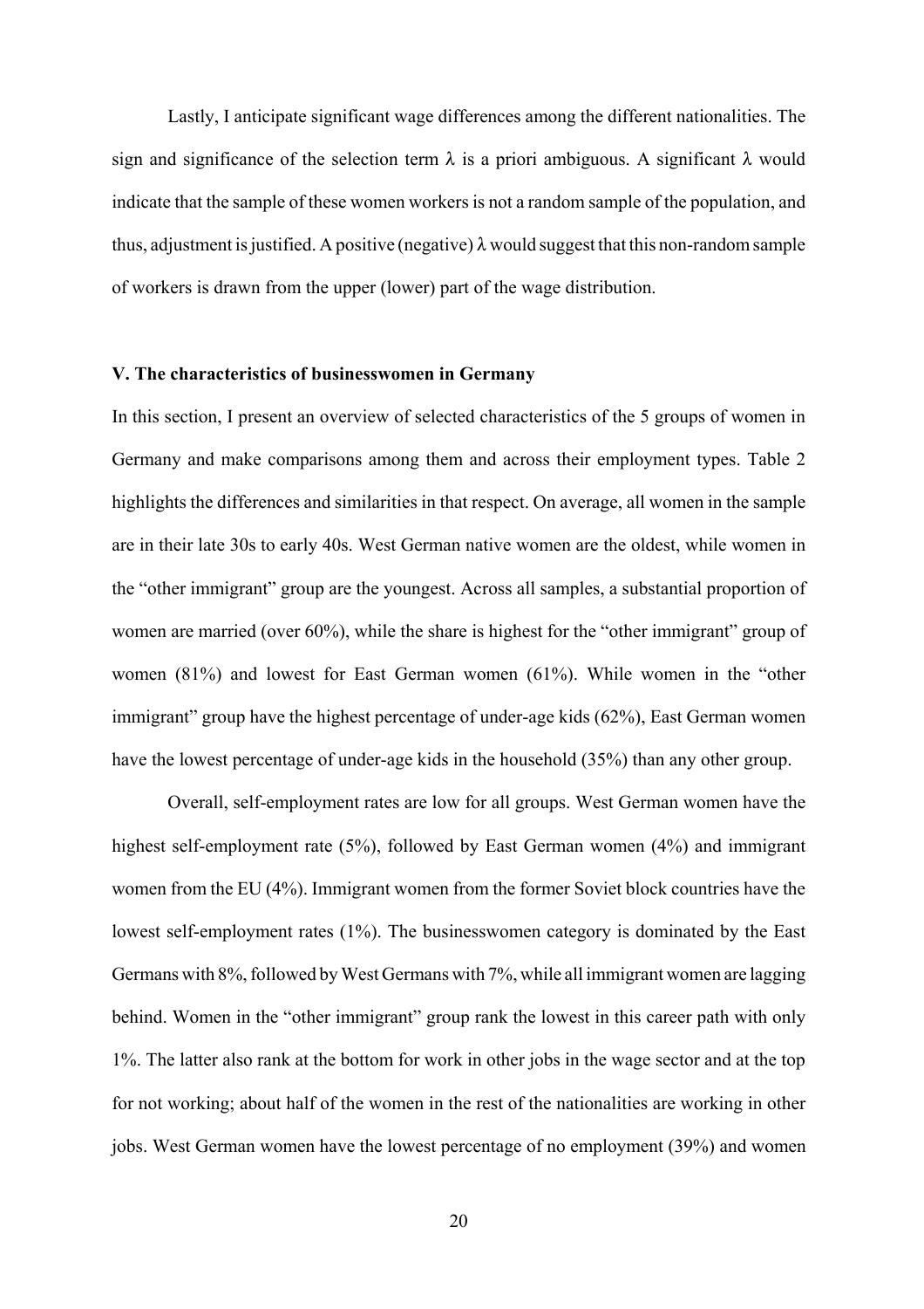Lastly, I anticipate significant wage differences among the different nationalities. The sign and significance of the selection term $\lambda$ is a priori ambiguous. A significant $\lambda$ would indicate that the sample of these women workers is not a random sample of the population, and thus, adjustment is justified. A positive (negative) $\lambda$ would suggest that this non-random sample of workers is drawn from the upper (lower) part of the wage distribution.

**V. The characteristics of businesswomen in Germany**

In this section, I present an overview of selected characteristics of the 5 groups of women in Germany and make comparisons among them and across their employment types. Table 2 highlights the differences and similarities in that respect. On average, all women in the sample are in their late 30s to early 40s. West German native women are the oldest, while women in the "other immigrant" group are the youngest. Across all samples, a substantial proportion of women are married (over 60%), while the share is highest for the "other immigrant" group of women (81%) and lowest for East German women (61%). While women in the "other immigrant" group have the highest percentage of under-age kids (62%), East German women have the lowest percentage of under-age kids in the household (35%) than any other group.

Overall, self-employment rates are low for all groups. West German women have the highest self-employment rate (5%), followed by East German women (4%) and immigrant women from the EU (4%). Immigrant women from the former Soviet block countries have the lowest self-employment rates (1%). The businesswomen category is dominated by the East Germans with 8%, followed by West Germans with 7%, while all immigrant women are lagging behind. Women in the "other immigrant" group rank the lowest in this career path with only 1%. The latter also rank at the bottom for work in other jobs in the wage sector and at the top for not working; about half of the women in the rest of the nationalities are working in other jobs. West German women have the lowest percentage of no employment (39%) and women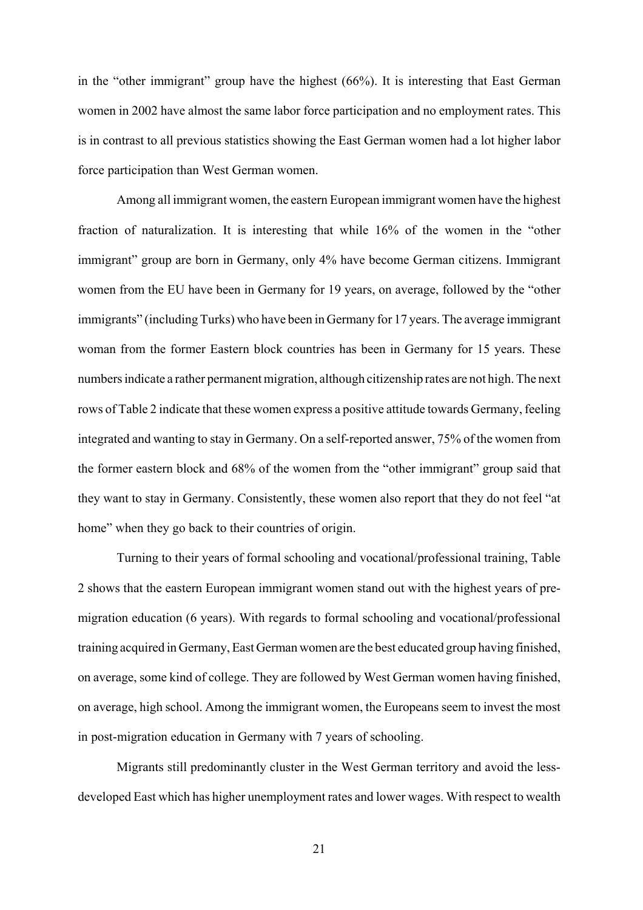in the "other immigrant" group have the highest (66%). It is interesting that East German women in 2002 have almost the same labor force participation and no employment rates. This is in contrast to all previous statistics showing the East German women had a lot higher labor force participation than West German women.

Among all immigrant women, the eastern European immigrant women have the highest fraction of naturalization. It is interesting that while 16% of the women in the "other immigrant" group are born in Germany, only 4% have become German citizens. Immigrant women from the EU have been in Germany for 19 years, on average, followed by the "other immigrants" (including Turks) who have been in Germany for 17 years. The average immigrant woman from the former Eastern block countries has been in Germany for 15 years. These numbers indicate a rather permanent migration, although citizenship rates are not high. The next rows of Table 2 indicate that these women express a positive attitude towards Germany, feeling integrated and wanting to stay in Germany. On a self-reported answer, 75% of the women from the former eastern block and 68% of the women from the "other immigrant" group said that they want to stay in Germany. Consistently, these women also report that they do not feel "at home" when they go back to their countries of origin.

Turning to their years of formal schooling and vocational/professional training, Table 2 shows that the eastern European immigrant women stand out with the highest years of pre-migration education (6 years). With regards to formal schooling and vocational/professional training acquired in Germany, East German women are the best educated group having finished, on average, some kind of college. They are followed by West German women having finished, on average, high school. Among the immigrant women, the Europeans seem to invest the most in post-migration education in Germany with 7 years of schooling.

Migrants still predominantly cluster in the West German territory and avoid the less-developed East which has higher unemployment rates and lower wages. With respect to wealth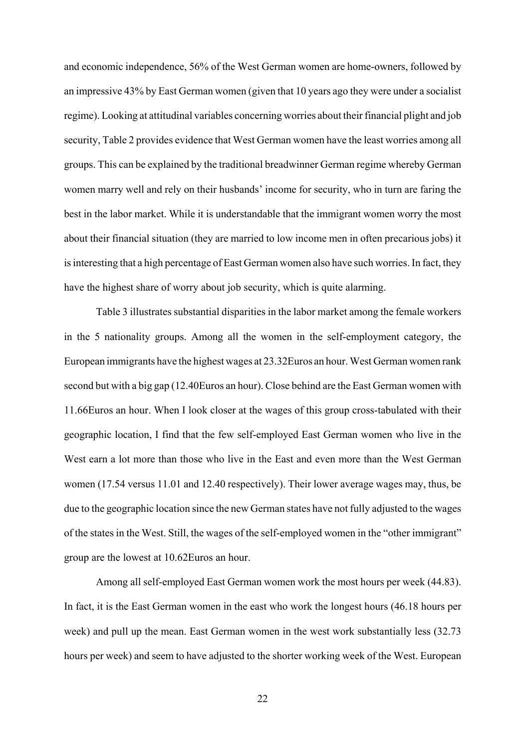and economic independence, 56% of the West German women are home-owners, followed by an impressive 43% by East German women (given that 10 years ago they were under a socialist regime). Looking at attitudinal variables concerning worries about their financial plight and job security, Table 2 provides evidence that West German women have the least worries among all groups. This can be explained by the traditional breadwinner German regime whereby German women marry well and rely on their husbands' income for security, who in turn are faring the best in the labor market. While it is understandable that the immigrant women worry the most about their financial situation (they are married to low income men in often precarious jobs) it is interesting that a high percentage of East German women also have such worries. In fact, they have the highest share of worry about job security, which is quite alarming.

Table 3 illustrates substantial disparities in the labor market among the female workers in the 5 nationality groups. Among all the women in the self-employment category, the European immigrants have the highest wages at 23.32Euros an hour. West German women rank second but with a big gap (12.40Euros an hour). Close behind are the East German women with 11.66Euros an hour. When I look closer at the wages of this group cross-tabulated with their geographic location, I find that the few self-employed East German women who live in the West earn a lot more than those who live in the East and even more than the West German women (17.54 versus 11.01 and 12.40 respectively). Their lower average wages may, thus, be due to the geographic location since the new German states have not fully adjusted to the wages of the states in the West. Still, the wages of the self-employed women in the "other immigrant" group are the lowest at 10.62Euros an hour.

Among all self-employed East German women work the most hours per week (44.83). In fact, it is the East German women in the east who work the longest hours (46.18 hours per week) and pull up the mean. East German women in the west work substantially less (32.73 hours per week) and seem to have adjusted to the shorter working week of the West. European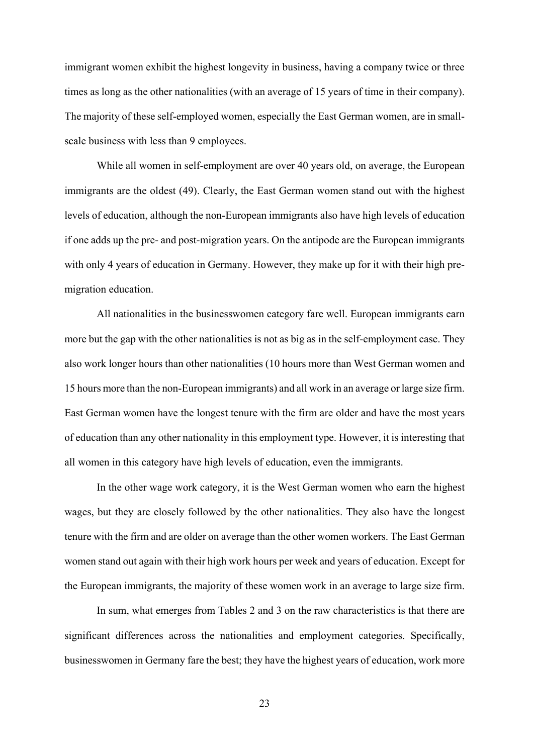immigrant women exhibit the highest longevity in business, having a company twice or three times as long as the other nationalities (with an average of 15 years of time in their company). The majority of these self-employed women, especially the East German women, are in small-scale business with less than 9 employees.

While all women in self-employment are over 40 years old, on average, the European immigrants are the oldest (49). Clearly, the East German women stand out with the highest levels of education, although the non-European immigrants also have high levels of education if one adds up the pre- and post-migration years. On the antipode are the European immigrants with only 4 years of education in Germany. However, they make up for it with their high pre-migration education.

All nationalities in the businesswomen category fare well. European immigrants earn more but the gap with the other nationalities is not as big as in the self-employment case. They also work longer hours than other nationalities (10 hours more than West German women and 15 hours more than the non-European immigrants) and all work in an average or large size firm. East German women have the longest tenure with the firm are older and have the most years of education than any other nationality in this employment type. However, it is interesting that all women in this category have high levels of education, even the immigrants.

In the other wage work category, it is the West German women who earn the highest wages, but they are closely followed by the other nationalities. They also have the longest tenure with the firm and are older on average than the other women workers. The East German women stand out again with their high work hours per week and years of education. Except for the European immigrants, the majority of these women work in an average to large size firm.

In sum, what emerges from Tables 2 and 3 on the raw characteristics is that there are significant differences across the nationalities and employment categories. Specifically, businesswomen in Germany fare the best; they have the highest years of education, work more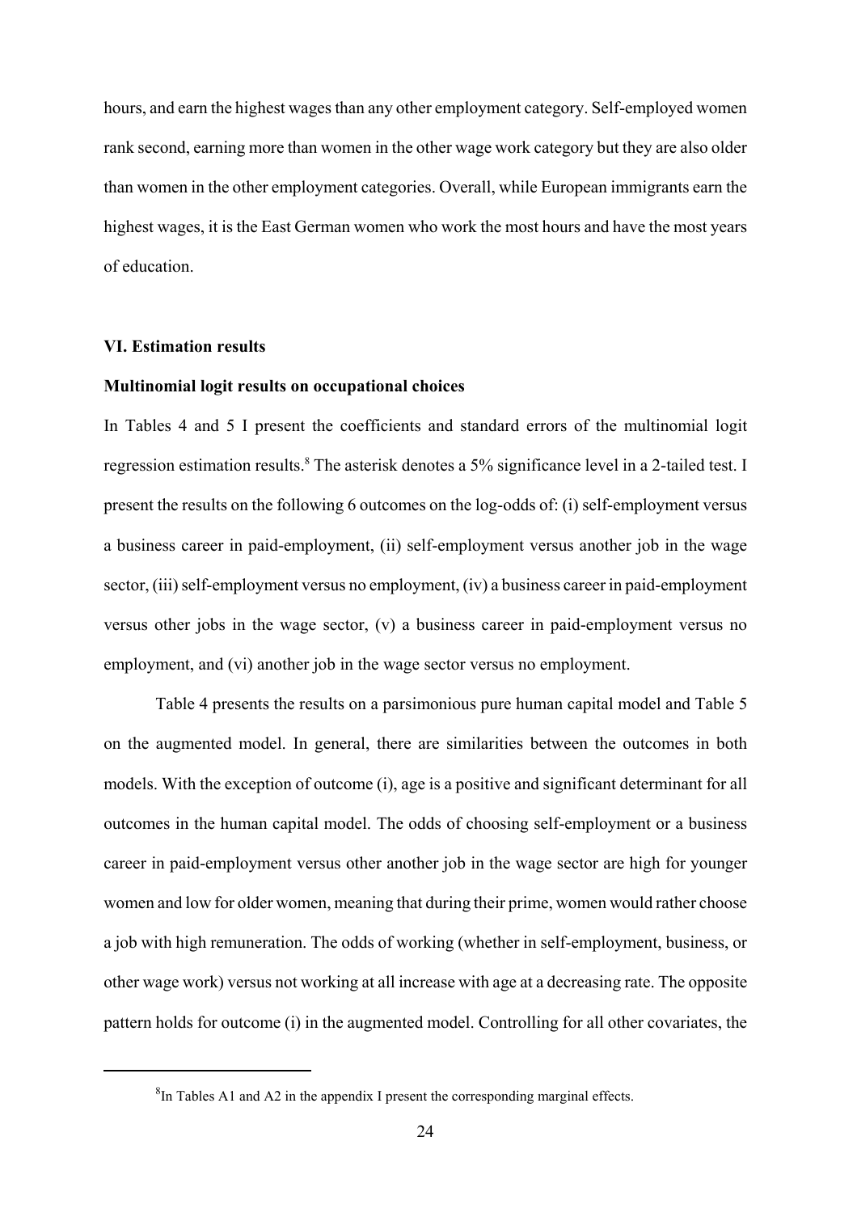hours, and earn the highest wages than any other employment category. Self-employed women rank second, earning more than women in the other wage work category but they are also older than women in the other employment categories. Overall, while European immigrants earn the highest wages, it is the East German women who work the most hours and have the most years of education.

## VI. Estimation results

### Multinomial logit results on occupational choices

In Tables 4 and 5 I present the coefficients and standard errors of the multinomial logit regression estimation results.[8] The asterisk denotes a 5% significance level in a 2-tailed test. I present the results on the following 6 outcomes on the log-odds of: (i) self-employment versus a business career in paid-employment, (ii) self-employment versus another job in the wage sector, (iii) self-employment versus no employment, (iv) a business career in paid-employment versus other jobs in the wage sector, (v) a business career in paid-employment versus no employment, and (vi) another job in the wage sector versus no employment.

Table 4 presents the results on a parsimonious pure human capital model and Table 5 on the augmented model. In general, there are similarities between the outcomes in both models. With the exception of outcome (i), age is a positive and significant determinant for all outcomes in the human capital model. The odds of choosing self-employment or a business career in paid-employment versus other another job in the wage sector are high for younger women and low for older women, meaning that during their prime, women would rather choose a job with high remuneration. The odds of working (whether in self-employment, business, or other wage work) versus not working at all increase with age at a decreasing rate. The opposite pattern holds for outcome (i) in the augmented model. Controlling for all other covariates, the

[8] In Tables A1 and A2 in the appendix I present the corresponding marginal effects.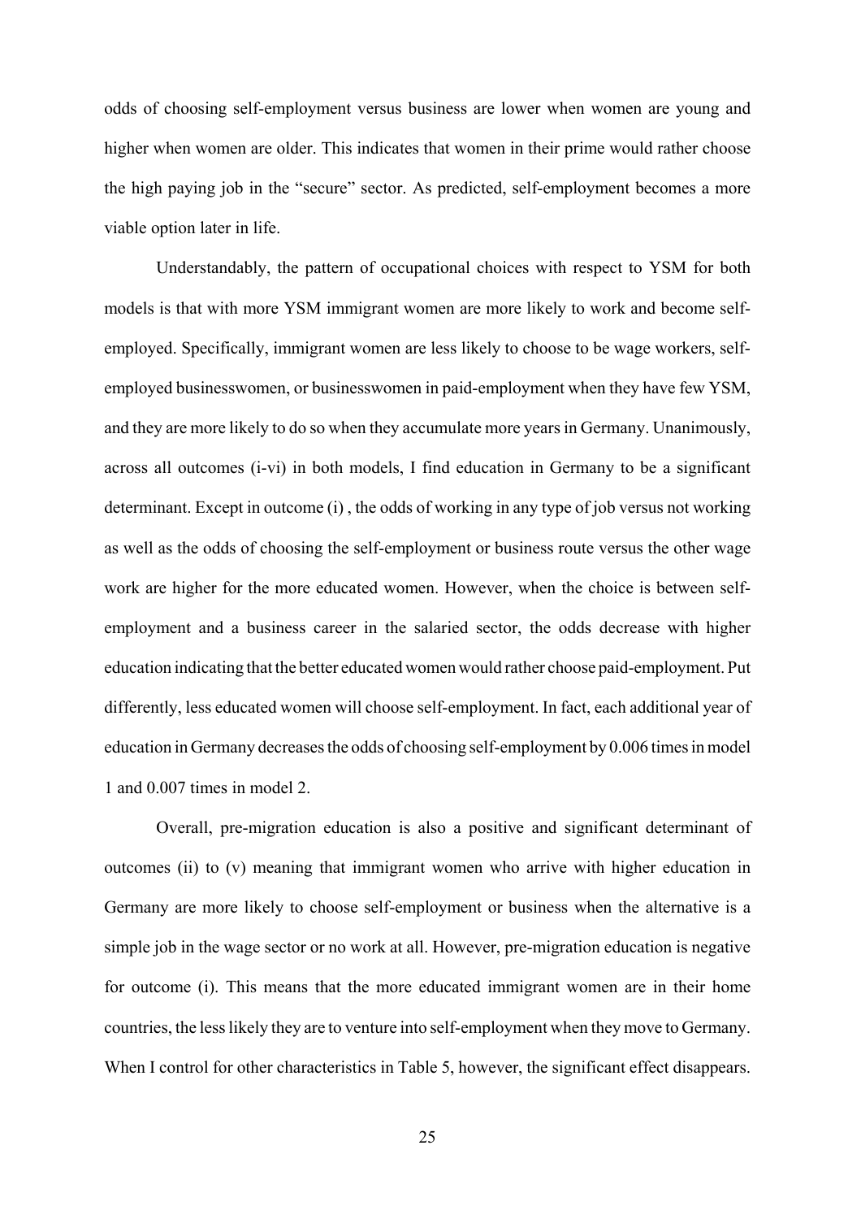odds of choosing self-employment versus business are lower when women are young and higher when women are older. This indicates that women in their prime would rather choose the high paying job in the "secure" sector. As predicted, self-employment becomes a more viable option later in life.

Understandably, the pattern of occupational choices with respect to YSM for both models is that with more YSM immigrant women are more likely to work and become self-employed. Specifically, immigrant women are less likely to choose to be wage workers, self-employed businesswomen, or businesswomen in paid-employment when they have few YSM, and they are more likely to do so when they accumulate more years in Germany. Unanimously, across all outcomes (i-vi) in both models, I find education in Germany to be a significant determinant. Except in outcome (i) , the odds of working in any type of job versus not working as well as the odds of choosing the self-employment or business route versus the other wage work are higher for the more educated women. However, when the choice is between self-employment and a business career in the salaried sector, the odds decrease with higher education indicating that the better educated women would rather choose paid-employment. Put differently, less educated women will choose self-employment. In fact, each additional year of education in Germany decreases the odds of choosing self-employment by 0.006 times in model 1 and 0.007 times in model 2.

Overall, pre-migration education is also a positive and significant determinant of outcomes (ii) to (v) meaning that immigrant women who arrive with higher education in Germany are more likely to choose self-employment or business when the alternative is a simple job in the wage sector or no work at all. However, pre-migration education is negative for outcome (i). This means that the more educated immigrant women are in their home countries, the less likely they are to venture into self-employment when they move to Germany. When I control for other characteristics in Table 5, however, the significant effect disappears.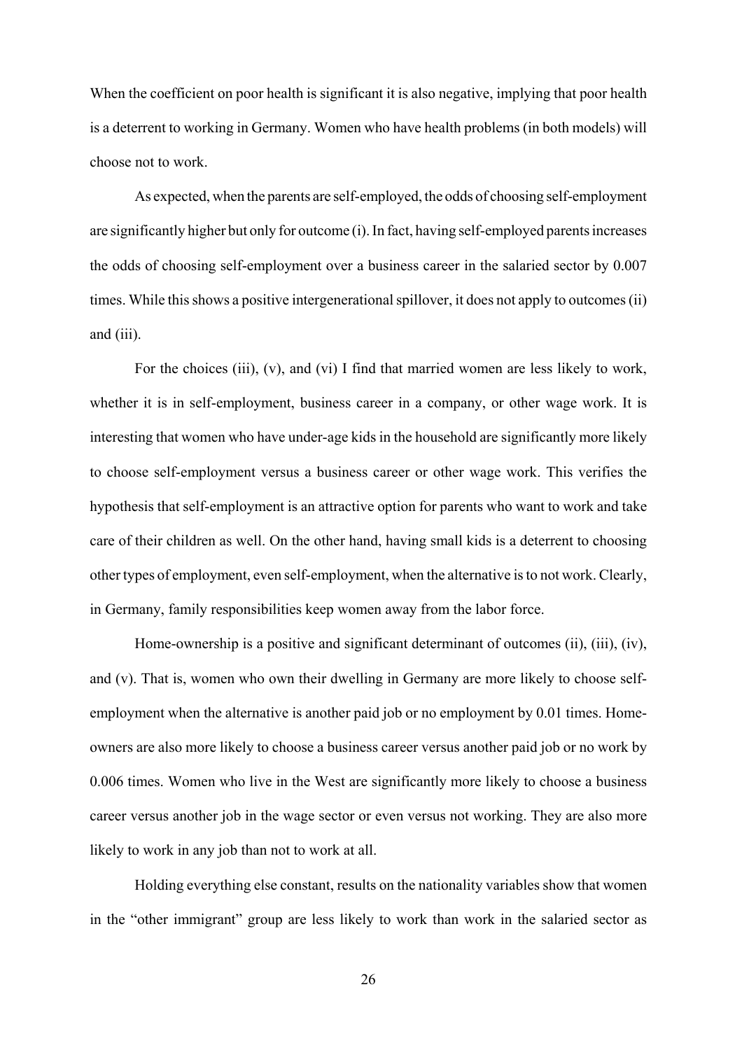When the coefficient on poor health is significant it is also negative, implying that poor health is a deterrent to working in Germany. Women who have health problems (in both models) will choose not to work.

As expected, when the parents are self-employed, the odds of choosing self-employment are significantly higher but only for outcome (i). In fact, having self-employed parents increases the odds of choosing self-employment over a business career in the salaried sector by 0.007 times. While this shows a positive intergenerational spillover, it does not apply to outcomes (ii) and (iii).

For the choices (iii), (v), and (vi) I find that married women are less likely to work, whether it is in self-employment, business career in a company, or other wage work. It is interesting that women who have under-age kids in the household are significantly more likely to choose self-employment versus a business career or other wage work. This verifies the hypothesis that self-employment is an attractive option for parents who want to work and take care of their children as well. On the other hand, having small kids is a deterrent to choosing other types of employment, even self-employment, when the alternative is to not work. Clearly, in Germany, family responsibilities keep women away from the labor force.

Home-ownership is a positive and significant determinant of outcomes (ii), (iii), (iv), and (v). That is, women who own their dwelling in Germany are more likely to choose self-employment when the alternative is another paid job or no employment by 0.01 times. Home-owners are also more likely to choose a business career versus another paid job or no work by 0.006 times. Women who live in the West are significantly more likely to choose a business career versus another job in the wage sector or even versus not working. They are also more likely to work in any job than not to work at all.

Holding everything else constant, results on the nationality variables show that women in the "other immigrant" group are less likely to work than work in the salaried sector as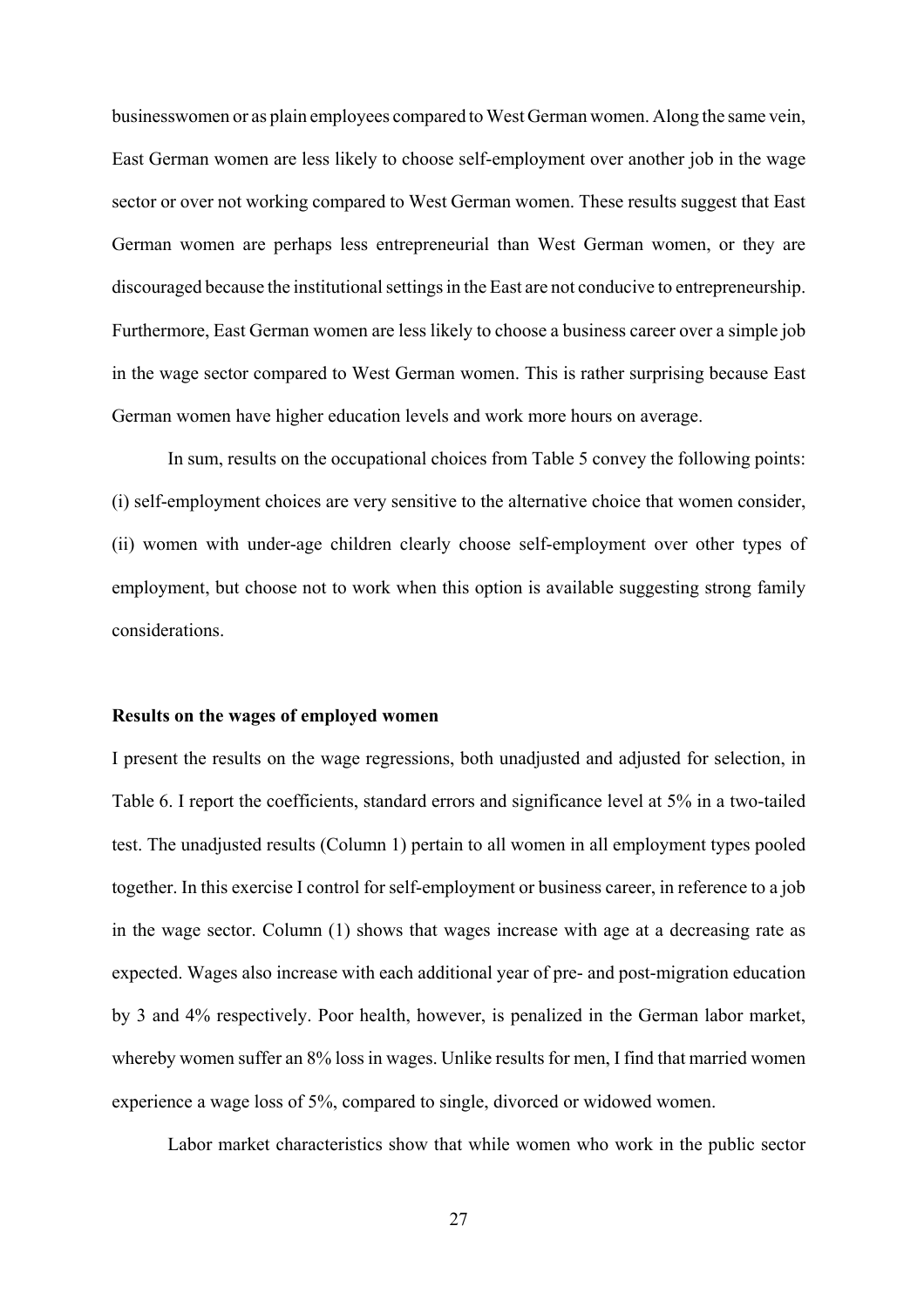businesswomen or as plain employees compared to West German women. Along the same vein, East German women are less likely to choose self-employment over another job in the wage sector or over not working compared to West German women. These results suggest that East German women are perhaps less entrepreneurial than West German women, or they are discouraged because the institutional settings in the East are not conducive to entrepreneurship. Furthermore, East German women are less likely to choose a business career over a simple job in the wage sector compared to West German women. This is rather surprising because East German women have higher education levels and work more hours on average.

In sum, results on the occupational choices from Table 5 convey the following points: (i) self-employment choices are very sensitive to the alternative choice that women consider, (ii) women with under-age children clearly choose self-employment over other types of employment, but choose not to work when this option is available suggesting strong family considerations.

**Results on the wages of employed women**

I present the results on the wage regressions, both unadjusted and adjusted for selection, in Table 6. I report the coefficients, standard errors and significance level at 5% in a two-tailed test. The unadjusted results (Column 1) pertain to all women in all employment types pooled together. In this exercise I control for self-employment or business career, in reference to a job in the wage sector. Column (1) shows that wages increase with age at a decreasing rate as expected. Wages also increase with each additional year of pre- and post-migration education by 3 and 4% respectively. Poor health, however, is penalized in the German labor market, whereby women suffer an 8% loss in wages. Unlike results for men, I find that married women experience a wage loss of 5%, compared to single, divorced or widowed women.

Labor market characteristics show that while women who work in the public sector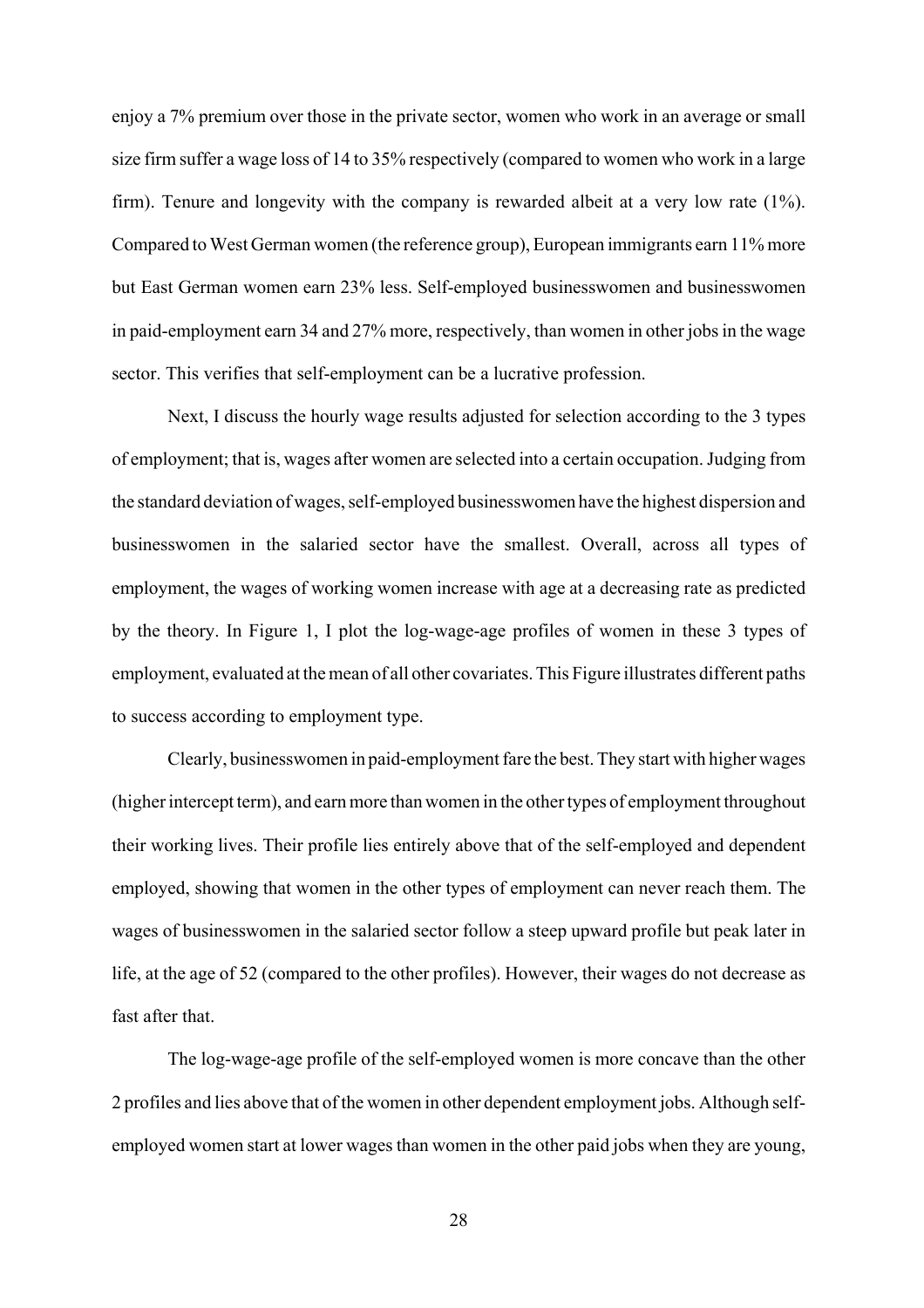enjoy a 7% premium over those in the private sector, women who work in an average or small size firm suffer a wage loss of 14 to 35% respectively (compared to women who work in a large firm). Tenure and longevity with the company is rewarded albeit at a very low rate (1%). Compared to West German women (the reference group), European immigrants earn 11% more but East German women earn 23% less. Self-employed businesswomen and businesswomen in paid-employment earn 34 and 27% more, respectively, than women in other jobs in the wage sector. This verifies that self-employment can be a lucrative profession.

Next, I discuss the hourly wage results adjusted for selection according to the 3 types of employment; that is, wages after women are selected into a certain occupation. Judging from the standard deviation of wages, self-employed businesswomen have the highest dispersion and businesswomen in the salaried sector have the smallest. Overall, across all types of employment, the wages of working women increase with age at a decreasing rate as predicted by the theory. In Figure 1, I plot the log-wage-age profiles of women in these 3 types of employment, evaluated at the mean of all other covariates. This Figure illustrates different paths to success according to employment type.

Clearly, businesswomen in paid-employment fare the best. They start with higher wages (higher intercept term), and earn more than women in the other types of employment throughout their working lives. Their profile lies entirely above that of the self-employed and dependent employed, showing that women in the other types of employment can never reach them. The wages of businesswomen in the salaried sector follow a steep upward profile but peak later in life, at the age of 52 (compared to the other profiles). However, their wages do not decrease as fast after that.

The log-wage-age profile of the self-employed women is more concave than the other 2 profiles and lies above that of the women in other dependent employment jobs. Although self-employed women start at lower wages than women in the other paid jobs when they are young,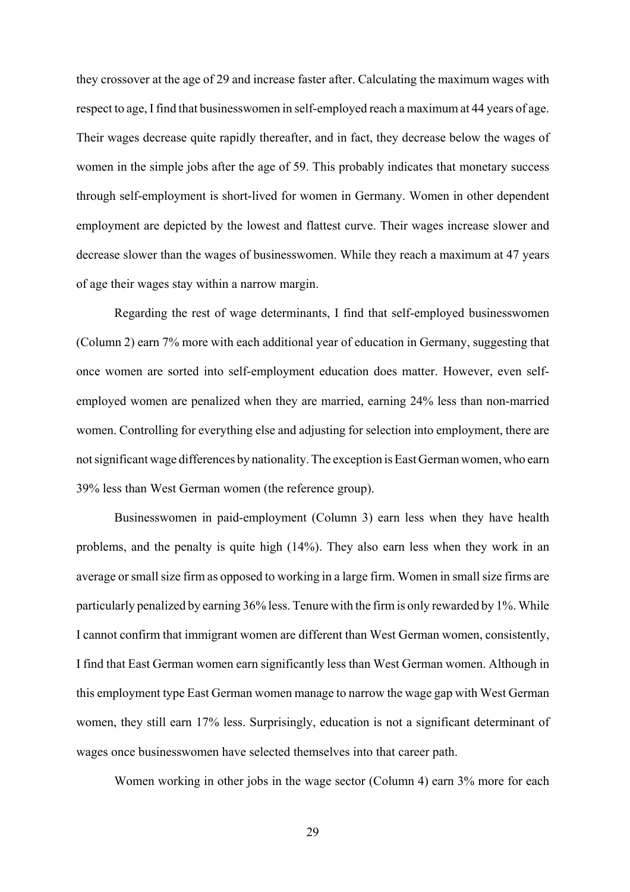they crossover at the age of 29 and increase faster after. Calculating the maximum wages with respect to age, I find that businesswomen in self-employed reach a maximum at 44 years of age. Their wages decrease quite rapidly thereafter, and in fact, they decrease below the wages of women in the simple jobs after the age of 59. This probably indicates that monetary success through self-employment is short-lived for women in Germany. Women in other dependent employment are depicted by the lowest and flattest curve. Their wages increase slower and decrease slower than the wages of businesswomen. While they reach a maximum at 47 years of age their wages stay within a narrow margin.

Regarding the rest of wage determinants, I find that self-employed businesswomen (Column 2) earn 7% more with each additional year of education in Germany, suggesting that once women are sorted into self-employment education does matter. However, even self-employed women are penalized when they are married, earning 24% less than non-married women. Controlling for everything else and adjusting for selection into employment, there are not significant wage differences by nationality. The exception is East German women, who earn 39% less than West German women (the reference group).

Businesswomen in paid-employment (Column 3) earn less when they have health problems, and the penalty is quite high (14%). They also earn less when they work in an average or small size firm as opposed to working in a large firm. Women in small size firms are particularly penalized by earning 36% less. Tenure with the firm is only rewarded by 1%. While I cannot confirm that immigrant women are different than West German women, consistently, I find that East German women earn significantly less than West German women. Although in this employment type East German women manage to narrow the wage gap with West German women, they still earn 17% less. Surprisingly, education is not a significant determinant of wages once businesswomen have selected themselves into that career path.

Women working in other jobs in the wage sector (Column 4) earn 3% more for each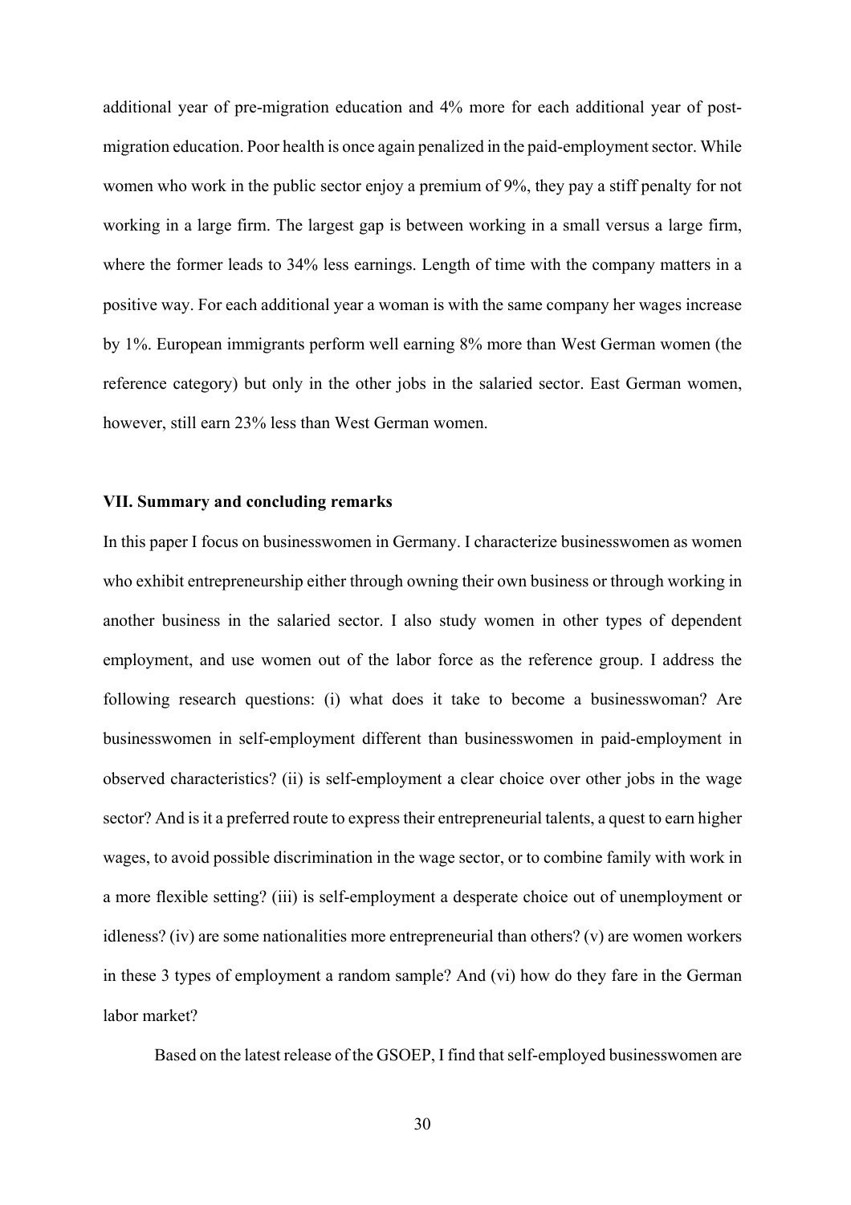additional year of pre-migration education and 4% more for each additional year of post-migration education. Poor health is once again penalized in the paid-employment sector. While women who work in the public sector enjoy a premium of 9%, they pay a stiff penalty for not working in a large firm. The largest gap is between working in a small versus a large firm, where the former leads to 34% less earnings. Length of time with the company matters in a positive way. For each additional year a woman is with the same company her wages increase by 1%. European immigrants perform well earning 8% more than West German women (the reference category) but only in the other jobs in the salaried sector. East German women, however, still earn 23% less than West German women.

## VII. Summary and concluding remarks

In this paper I focus on businesswomen in Germany. I characterize businesswomen as women who exhibit entrepreneurship either through owning their own business or through working in another business in the salaried sector. I also study women in other types of dependent employment, and use women out of the labor force as the reference group. I address the following research questions: (i) what does it take to become a businesswoman? Are businesswomen in self-employment different than businesswomen in paid-employment in observed characteristics? (ii) is self-employment a clear choice over other jobs in the wage sector? And is it a preferred route to express their entrepreneurial talents, a quest to earn higher wages, to avoid possible discrimination in the wage sector, or to combine family with work in a more flexible setting? (iii) is self-employment a desperate choice out of unemployment or idleness? (iv) are some nationalities more entrepreneurial than others? (v) are women workers in these 3 types of employment a random sample? And (vi) how do they fare in the German labor market?

Based on the latest release of the GSOEP, I find that self-employed businesswomen are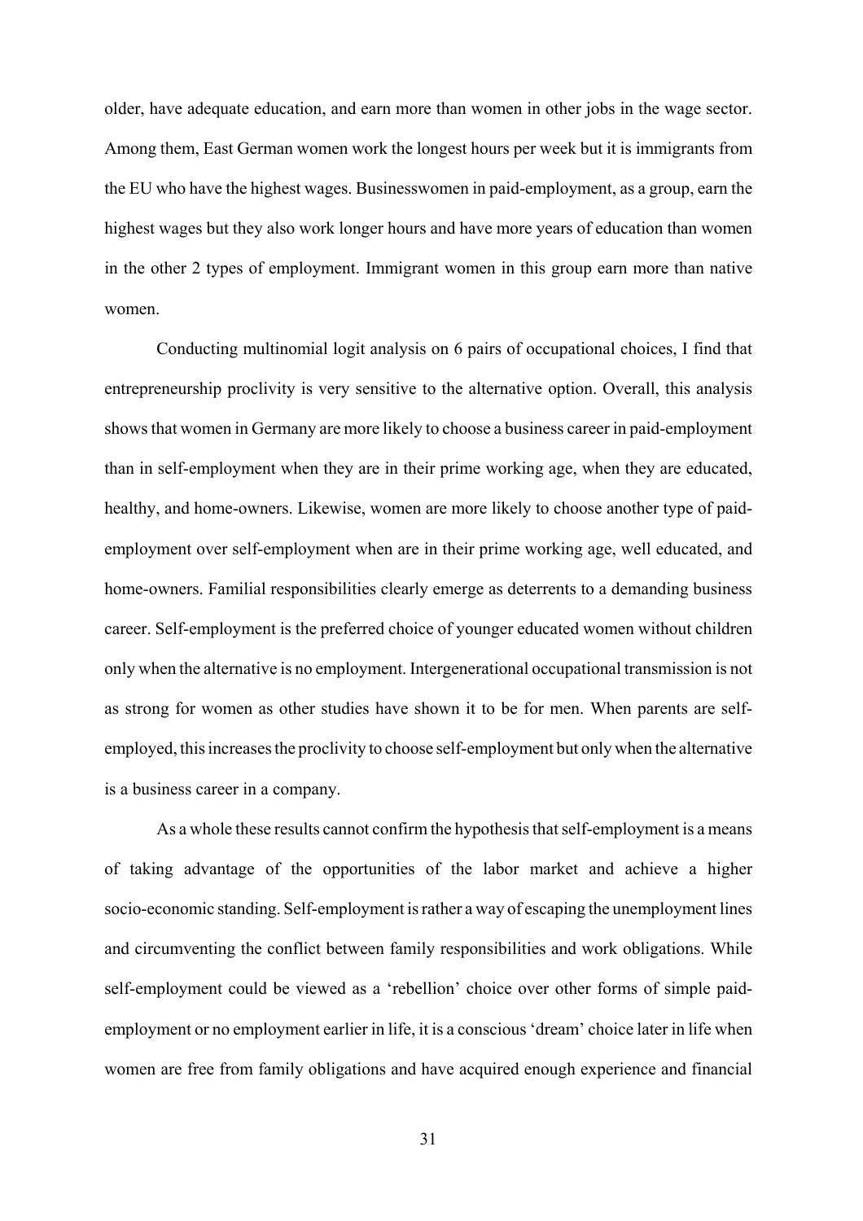older, have adequate education, and earn more than women in other jobs in the wage sector. Among them, East German women work the longest hours per week but it is immigrants from the EU who have the highest wages. Businesswomen in paid-employment, as a group, earn the highest wages but they also work longer hours and have more years of education than women in the other 2 types of employment. Immigrant women in this group earn more than native women.

Conducting multinomial logit analysis on 6 pairs of occupational choices, I find that entrepreneurship proclivity is very sensitive to the alternative option. Overall, this analysis shows that women in Germany are more likely to choose a business career in paid-employment than in self-employment when they are in their prime working age, when they are educated, healthy, and home-owners. Likewise, women are more likely to choose another type of paid-employment over self-employment when are in their prime working age, well educated, and home-owners. Familial responsibilities clearly emerge as deterrents to a demanding business career. Self-employment is the preferred choice of younger educated women without children only when the alternative is no employment. Intergenerational occupational transmission is not as strong for women as other studies have shown it to be for men. When parents are self-employed, this increases the proclivity to choose self-employment but only when the alternative is a business career in a company.

As a whole these results cannot confirm the hypothesis that self-employment is a means of taking advantage of the opportunities of the labor market and achieve a higher socio-economic standing. Self-employment is rather a way of escaping the unemployment lines and circumventing the conflict between family responsibilities and work obligations. While self-employment could be viewed as a 'rebellion' choice over other forms of simple paid-employment or no employment earlier in life, it is a conscious 'dream' choice later in life when women are free from family obligations and have acquired enough experience and financial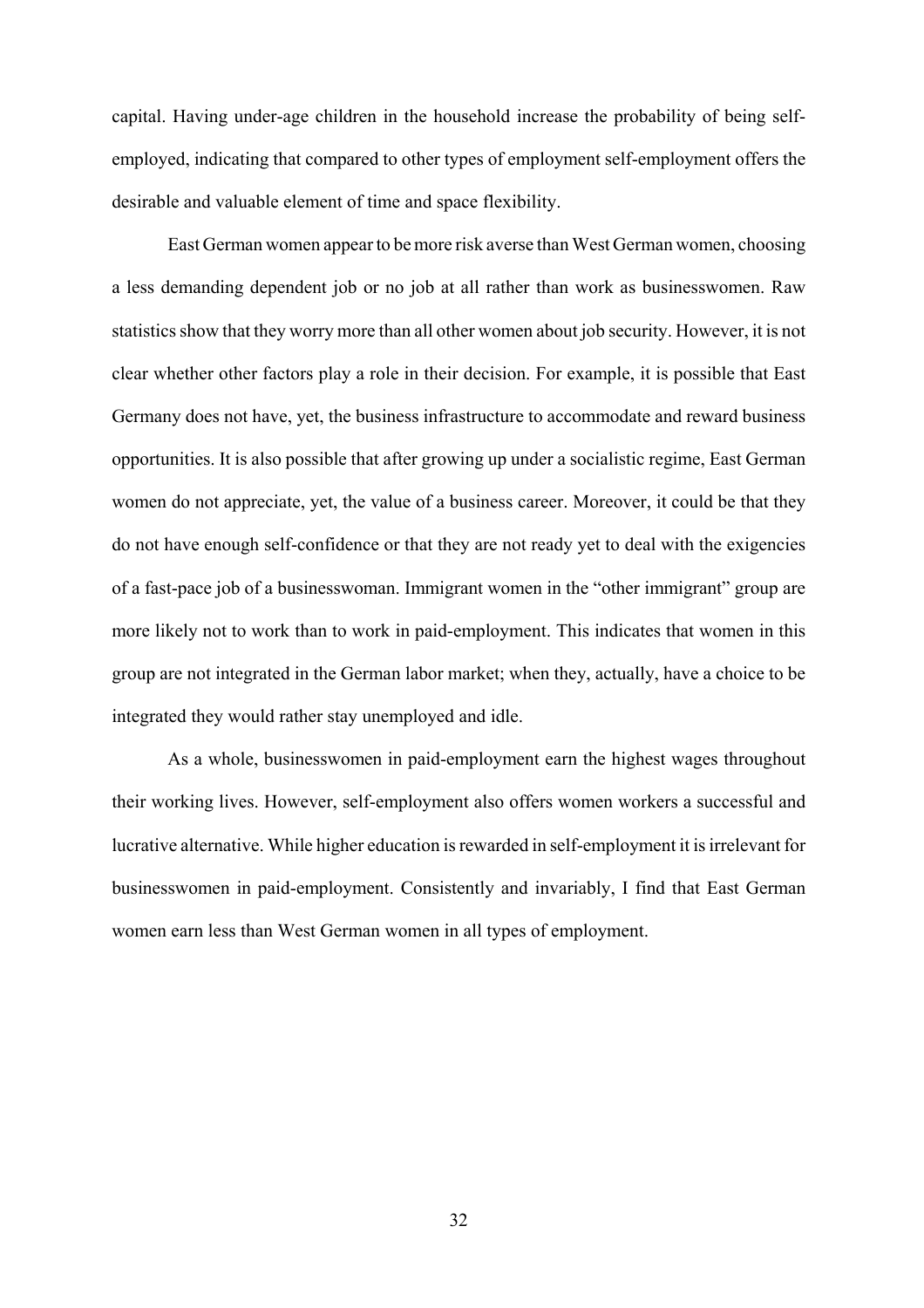capital. Having under-age children in the household increase the probability of being self-employed, indicating that compared to other types of employment self-employment offers the desirable and valuable element of time and space flexibility.

East German women appear to be more risk averse than West German women, choosing a less demanding dependent job or no job at all rather than work as businesswomen. Raw statistics show that they worry more than all other women about job security. However, it is not clear whether other factors play a role in their decision. For example, it is possible that East Germany does not have, yet, the business infrastructure to accommodate and reward business opportunities. It is also possible that after growing up under a socialistic regime, East German women do not appreciate, yet, the value of a business career. Moreover, it could be that they do not have enough self-confidence or that they are not ready yet to deal with the exigencies of a fast-pace job of a businesswoman. Immigrant women in the "other immigrant" group are more likely not to work than to work in paid-employment. This indicates that women in this group are not integrated in the German labor market; when they, actually, have a choice to be integrated they would rather stay unemployed and idle.

As a whole, businesswomen in paid-employment earn the highest wages throughout their working lives. However, self-employment also offers women workers a successful and lucrative alternative. While higher education is rewarded in self-employment it is irrelevant for businesswomen in paid-employment. Consistently and invariably, I find that East German women earn less than West German women in all types of employment.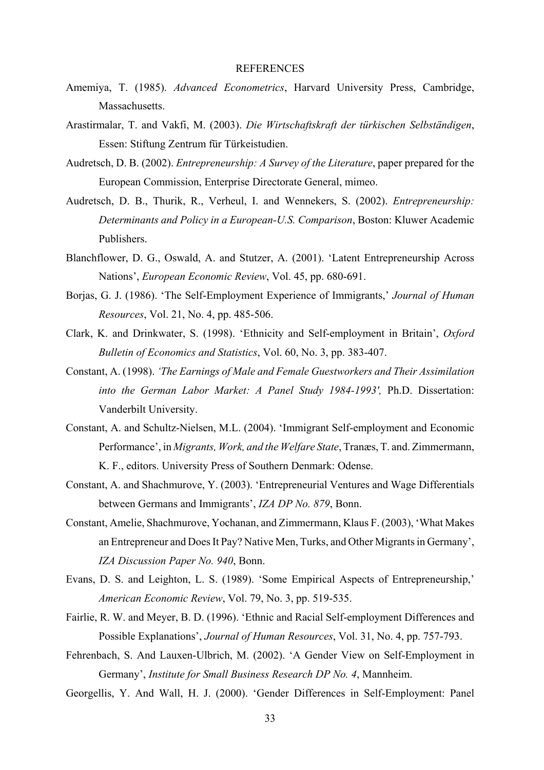## REFERENCES

Amemiya, T. (1985). *Advanced Econometrics*, Harvard University Press, Cambridge, Massachusetts.

Arastirmalar, T. and Vakfi, M. (2003). *Die Wirtschaftskraft der türkischen Selbständigen*, Essen: Stiftung Zentrum für Türkeistudien.

Audretsch, D. B. (2002). *Entrepreneurship: A Survey of the Literature*, paper prepared for the European Commission, Enterprise Directorate General, mimeo.

Audretsch, D. B., Thurik, R., Verheul, I. and Wennekers, S. (2002). *Entrepreneurship: Determinants and Policy in a European-U.S. Comparison*, Boston: Kluwer Academic Publishers.

Blanchflower, D. G., Oswald, A. and Stutzer, A. (2001). 'Latent Entrepreneurship Across Nations', *European Economic Review*, Vol. 45, pp. 680-691.

Borjas, G. J. (1986). 'The Self-Employment Experience of Immigrants,' *Journal of Human Resources*, Vol. 21, No. 4, pp. 485-506.

Clark, K. and Drinkwater, S. (1998). 'Ethnicity and Self-employment in Britain', *Oxford Bulletin of Economics and Statistics*, Vol. 60, No. 3, pp. 383-407.

Constant, A. (1998). *'The Earnings of Male and Female Guestworkers and Their Assimilation into the German Labor Market: A Panel Study 1984-1993',* Ph.D. Dissertation: Vanderbilt University.

Constant, A. and Schultz-Nielsen, M.L. (2004). 'Immigrant Self-employment and Economic Performance', in *Migrants, Work, and the Welfare State*, Tranæs, T. and. Zimmermann, K. F., editors. University Press of Southern Denmark: Odense.

Constant, A. and Shachmurove, Y. (2003). 'Entrepreneurial Ventures and Wage Differentials between Germans and Immigrants', *IZA DP No. 879*, Bonn.

Constant, Amelie, Shachmurove, Yochanan, and Zimmermann, Klaus F. (2003), 'What Makes an Entrepreneur and Does It Pay? Native Men, Turks, and Other Migrants in Germany', *IZA Discussion Paper No. 940*, Bonn.

Evans, D. S. and Leighton, L. S. (1989). 'Some Empirical Aspects of Entrepreneurship,' *American Economic Review*, Vol. 79, No. 3, pp. 519-535.

Fairlie, R. W. and Meyer, B. D. (1996). 'Ethnic and Racial Self-employment Differences and Possible Explanations', *Journal of Human Resources*, Vol. 31, No. 4, pp. 757-793.

Fehrenbach, S. And Lauxen-Ulbrich, M. (2002). 'A Gender View on Self-Employment in Germany', *Institute for Small Business Research DP No. 4*, Mannheim.

Georgellis, Y. And Wall, H. J. (2000). 'Gender Differences in Self-Employment: Panel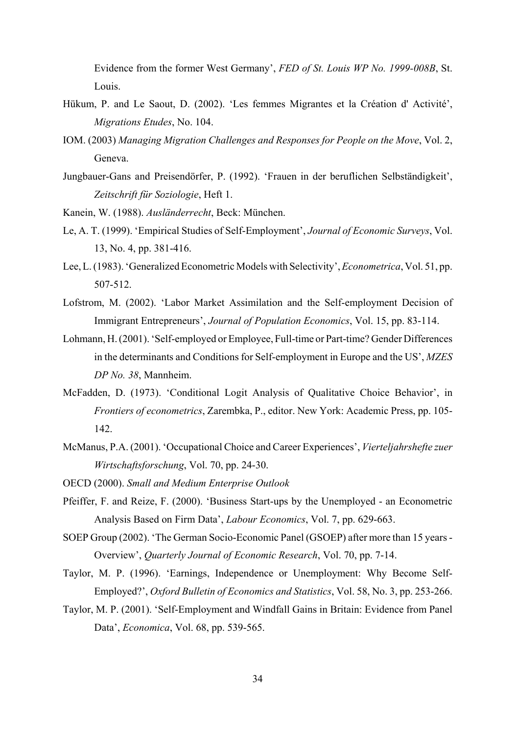Evidence from the former West Germany', *FED of St. Louis WP No. 1999-008B*, St. Louis.

Hükum, P. and Le Saout, D. (2002). 'Les femmes Migrantes et la Création d' Activité', *Migrations Etudes*, No. 104.

IOM. (2003) *Managing Migration Challenges and Responses for People on the Move*, Vol. 2, Geneva.

Jungbauer-Gans and Preisendörfer, P. (1992). 'Frauen in der beruflichen Selbständigkeit', *Zeitschrift für Soziologie*, Heft 1.

Kanein, W. (1988). *Ausländerrecht*, Beck: München.

Le, A. T. (1999). 'Empirical Studies of Self-Employment', *Journal of Economic Surveys*, Vol. 13, No. 4, pp. 381-416.

Lee, L. (1983). 'Generalized Econometric Models with Selectivity', *Econometrica*, Vol. 51, pp. 507-512.

Lofstrom, M. (2002). 'Labor Market Assimilation and the Self-employment Decision of Immigrant Entrepreneurs', *Journal of Population Economics*, Vol. 15, pp. 83-114.

Lohmann, H. (2001). 'Self-employed or Employee, Full-time or Part-time? Gender Differences in the determinants and Conditions for Self-employment in Europe and the US', *MZES DP No. 38*, Mannheim.

McFadden, D. (1973). 'Conditional Logit Analysis of Qualitative Choice Behavior', in *Frontiers of econometrics*, Zarembka, P., editor. New York: Academic Press, pp. 105-142.

McManus, P.A. (2001). 'Occupational Choice and Career Experiences', *Vierteljahrshefte zuer Wirtschaftsforschung*, Vol. 70, pp. 24-30.

OECD (2000). *Small and Medium Enterprise Outlook*

Pfeiffer, F. and Reize, F. (2000). 'Business Start-ups by the Unemployed - an Econometric Analysis Based on Firm Data', *Labour Economics*, Vol. 7, pp. 629-663.

SOEP Group (2002). 'The German Socio-Economic Panel (GSOEP) after more than 15 years - Overview', *Quarterly Journal of Economic Research*, Vol. 70, pp. 7-14.

Taylor, M. P. (1996). 'Earnings, Independence or Unemployment: Why Become Self-Employed?', *Oxford Bulletin of Economics and Statistics*, Vol. 58, No. 3, pp. 253-266.

Taylor, M. P. (2001). 'Self-Employment and Windfall Gains in Britain: Evidence from Panel Data', *Economica*, Vol. 68, pp. 539-565.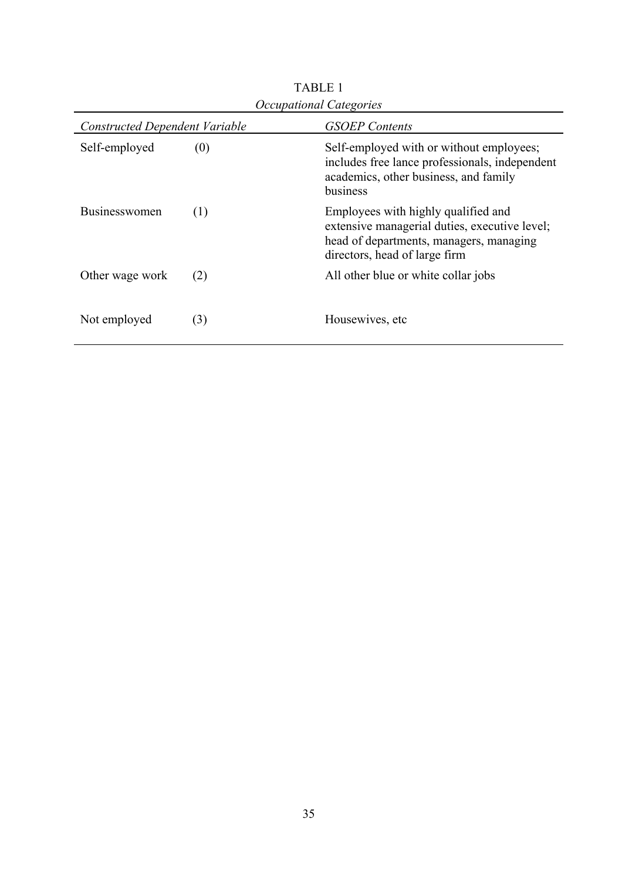TABLE 1

*Occupational Categories*

| *Constructed Dependent Variable* | | *GSOEP Contents* |
|---|---|---|
| Self-employed | (0) | Self-employed with or without employees; includes free lance professionals, independent academics, other business, and family business |
| Businesswomen | (1) | Employees with highly qualified and extensive managerial duties, executive level; head of departments, managers, managing directors, head of large firm |
| Other wage work | (2) | All other blue or white collar jobs |
| Not employed | (3) | Housewives, etc |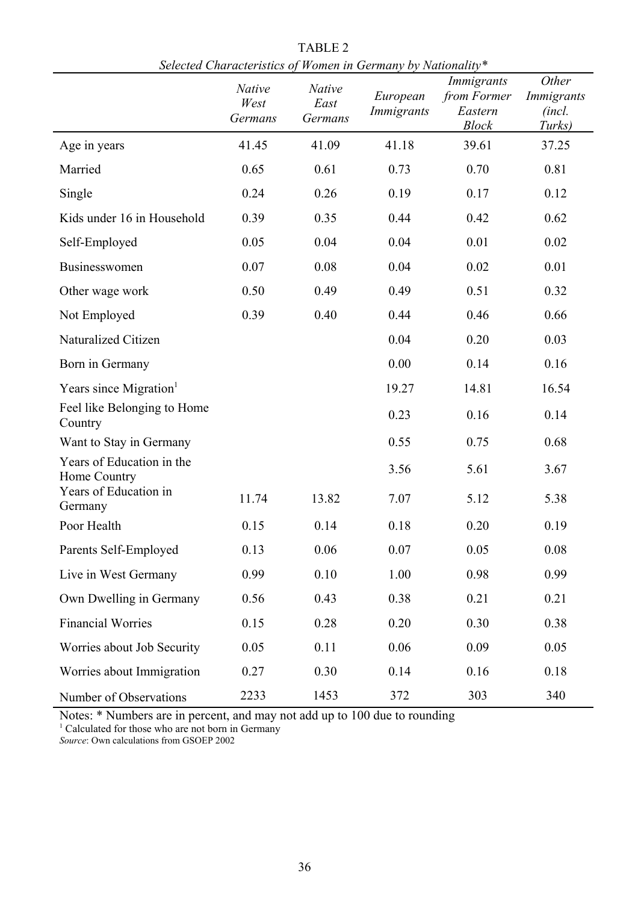TABLE 2

*Selected Characteristics of Women in Germany by Nationality**

| | *Native West Germans* | *Native East Germans* | *European Immigrants* | *Immigrants from Former Eastern Block* | *Other Immigrants (incl. Turks)* |
|---|---|---|---|---|---|
| Age in years | 41.45 | 41.09 | 41.18 | 39.61 | 37.25 |
| Married | 0.65 | 0.61 | 0.73 | 0.70 | 0.81 |
| Single | 0.24 | 0.26 | 0.19 | 0.17 | 0.12 |
| Kids under 16 in Household | 0.39 | 0.35 | 0.44 | 0.42 | 0.62 |
| Self-Employed | 0.05 | 0.04 | 0.04 | 0.01 | 0.02 |
| Businesswomen | 0.07 | 0.08 | 0.04 | 0.02 | 0.01 |
| Other wage work | 0.50 | 0.49 | 0.49 | 0.51 | 0.32 |
| Not Employed | 0.39 | 0.40 | 0.44 | 0.46 | 0.66 |
| Naturalized Citizen | | | 0.04 | 0.20 | 0.03 |
| Born in Germany | | | 0.00 | 0.14 | 0.16 |
| Years since Migration[1] | | | 19.27 | 14.81 | 16.54 |
| Feel like Belonging to Home Country | | | 0.23 | 0.16 | 0.14 |
| Want to Stay in Germany | | | 0.55 | 0.75 | 0.68 |
| Years of Education in the Home Country | | | 3.56 | 5.61 | 3.67 |
| Years of Education in Germany | 11.74 | 13.82 | 7.07 | 5.12 | 5.38 |
| Poor Health | 0.15 | 0.14 | 0.18 | 0.20 | 0.19 |
| Parents Self-Employed | 0.13 | 0.06 | 0.07 | 0.05 | 0.08 |
| Live in West Germany | 0.99 | 0.10 | 1.00 | 0.98 | 0.99 |
| Own Dwelling in Germany | 0.56 | 0.43 | 0.38 | 0.21 | 0.21 |
| Financial Worries | 0.15 | 0.28 | 0.20 | 0.30 | 0.38 |
| Worries about Job Security | 0.05 | 0.11 | 0.06 | 0.09 | 0.05 |
| Worries about Immigration | 0.27 | 0.30 | 0.14 | 0.16 | 0.18 |
| Number of Observations | 2233 | 1453 | 372 | 303 | 340 |

Notes: * Numbers are in percent, and may not add up to 100 due to rounding

[1] Calculated for those who are not born in Germany

*Source*: Own calculations from GSOEP 2002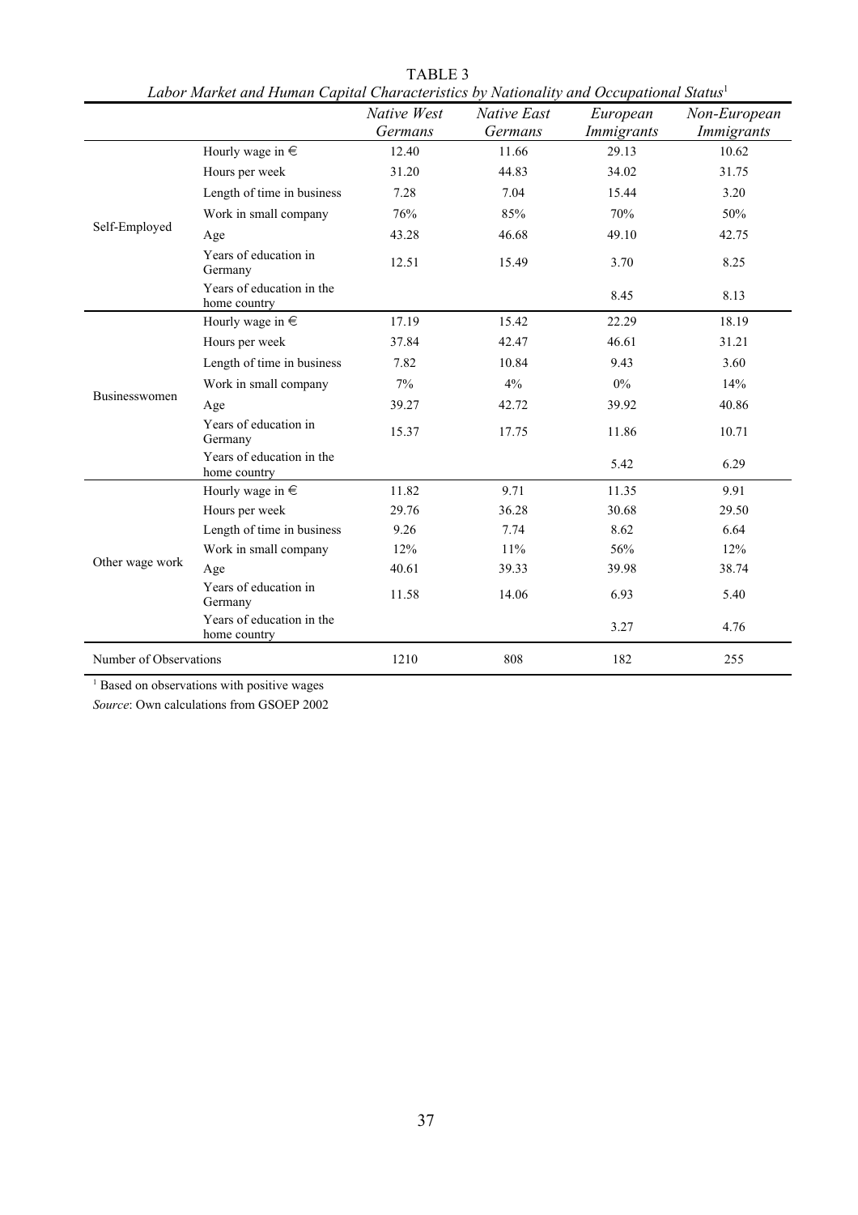TABLE 3

*Labor Market and Human Capital Characteristics by Nationality and Occupational Status*[1]

| | | *Native West Germans* | *Native East Germans* | *European Immigrants* | *Non-European Immigrants* |
|---|---|---|---|---|---|
| Self-Employed | Hourly wage in € | 12.40 | 11.66 | 29.13 | 10.62 |
| | Hours per week | 31.20 | 44.83 | 34.02 | 31.75 |
| | Length of time in business | 7.28 | 7.04 | 15.44 | 3.20 |
| | Work in small company | 76% | 85% | 70% | 50% |
| | Age | 43.28 | 46.68 | 49.10 | 42.75 |
| | Years of education in Germany | 12.51 | 15.49 | 3.70 | 8.25 |
| | Years of education in the home country | | | 8.45 | 8.13 |
| Businesswomen | Hourly wage in € | 17.19 | 15.42 | 22.29 | 18.19 |
| | Hours per week | 37.84 | 42.47 | 46.61 | 31.21 |
| | Length of time in business | 7.82 | 10.84 | 9.43 | 3.60 |
| | Work in small company | 7% | 4% | 0% | 14% |
| | Age | 39.27 | 42.72 | 39.92 | 40.86 |
| | Years of education in Germany | 15.37 | 17.75 | 11.86 | 10.71 |
| | Years of education in the home country | | | 5.42 | 6.29 |
| Other wage work | Hourly wage in € | 11.82 | 9.71 | 11.35 | 9.91 |
| | Hours per week | 29.76 | 36.28 | 30.68 | 29.50 |
| | Length of time in business | 9.26 | 7.74 | 8.62 | 6.64 |
| | Work in small company | 12% | 11% | 56% | 12% |
| | Age | 40.61 | 39.33 | 39.98 | 38.74 |
| | Years of education in Germany | 11.58 | 14.06 | 6.93 | 5.40 |
| | Years of education in the home country | | | 3.27 | 4.76 |
| Number of Observations | | 1210 | 808 | 182 | 255 |

[1] Based on observations with positive wages

*Source*: Own calculations from GSOEP 2002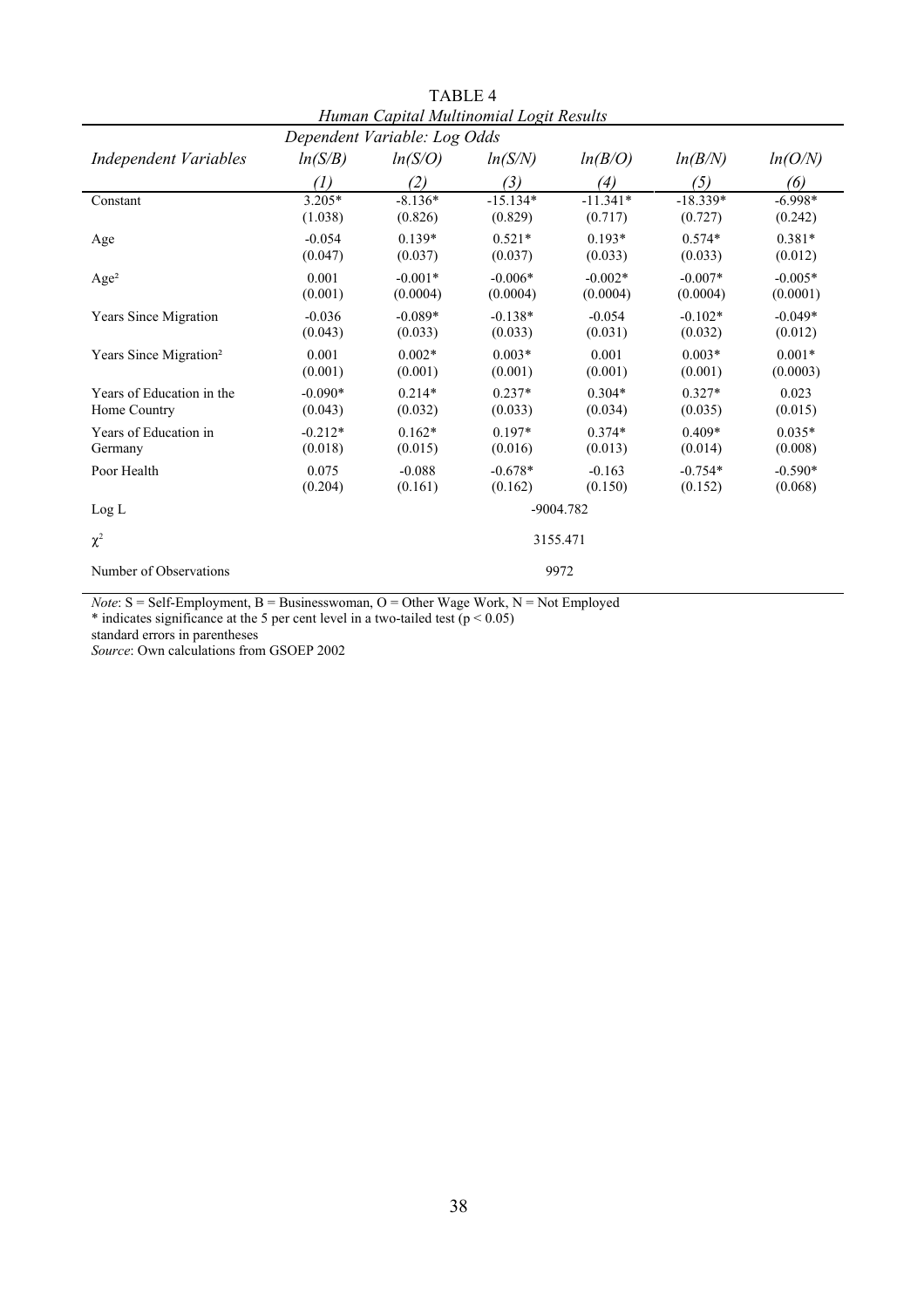TABLE 4

*Human Capital Multinomial Logit Results*

| | Dependent Variable: Log Odds | | | | | |
|---|---|---|---|---|---|---|
| *Independent Variables* | *ln(S/B)* | *ln(S/O)* | *ln(S/N)* | *ln(B/O)* | *ln(B/N)* | *ln(O/N)* |
| | *(1)* | *(2)* | *(3)* | *(4)* | *(5)* | *(6)* |
| Constant | 3.205* | -8.136* | -15.134* | -11.341* | -18.339* | -6.998* |
| | (1.038) | (0.826) | (0.829) | (0.717) | (0.727) | (0.242) |
| Age | -0.054 | 0.139* | 0.521* | 0.193* | 0.574* | 0.381* |
| | (0.047) | (0.037) | (0.037) | (0.033) | (0.033) | (0.012) |
| Age² | 0.001 | -0.001* | -0.006* | -0.002* | -0.007* | -0.005* |
| | (0.001) | (0.0004) | (0.0004) | (0.0004) | (0.0004) | (0.0001) |
| Years Since Migration | -0.036 | -0.089* | -0.138* | -0.054 | -0.102* | -0.049* |
| | (0.043) | (0.033) | (0.033) | (0.031) | (0.032) | (0.012) |
| Years Since Migration² | 0.001 | 0.002* | 0.003* | 0.001 | 0.003* | 0.001* |
| | (0.001) | (0.001) | (0.001) | (0.001) | (0.001) | (0.0003) |
| Years of Education in the Home Country | -0.090* | 0.214* | 0.237* | 0.304* | 0.327* | 0.023 |
| | (0.043) | (0.032) | (0.033) | (0.034) | (0.035) | (0.015) |
| Years of Education in Germany | -0.212* | 0.162* | 0.197* | 0.374* | 0.409* | 0.035* |
| | (0.018) | (0.015) | (0.016) | (0.013) | (0.014) | (0.008) |
| Poor Health | 0.075 | -0.088 | -0.678* | -0.163 | -0.754* | -0.590* |
| | (0.204) | (0.161) | (0.162) | (0.150) | (0.152) | (0.068) |
| Log L | -9004.782 | | | | | |
| $\chi^2$ | 3155.471 | | | | | |
| Number of Observations | 9972 | | | | | |

*Note*: S = Self-Employment, B = Businesswoman, O = Other Wage Work, N = Not Employed

\* indicates significance at the 5 per cent level in a two-tailed test ($p < 0.05$)

standard errors in parentheses

*Source*: Own calculations from GSOEP 2002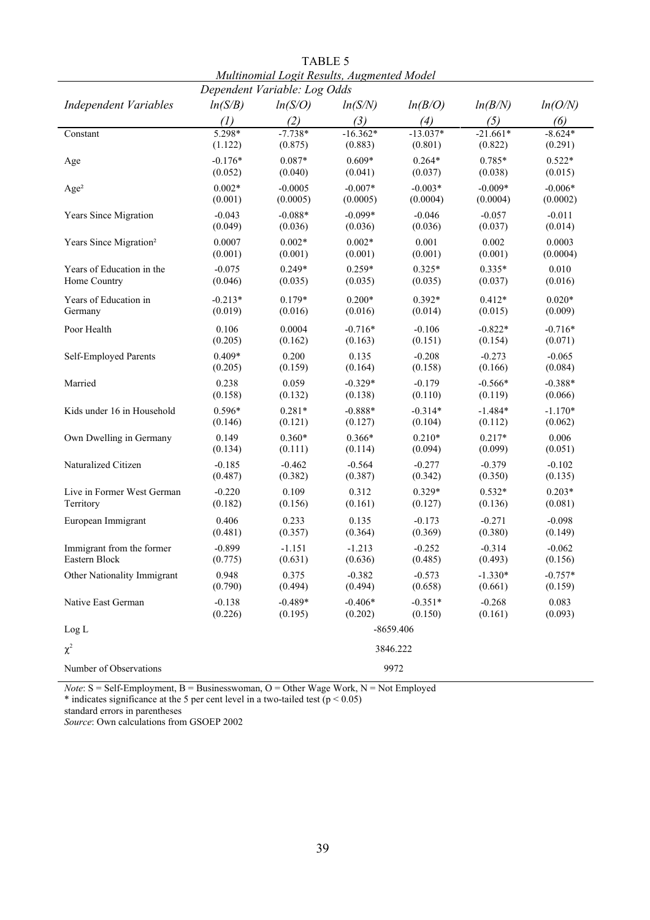TABLE 5

*Multinomial Logit Results, Augmented Model*

| | *Dependent Variable: Log Odds* | | | | | |
|---|---|---|---|---|---|---|
| *Independent Variables* | *ln(S/B)* | *ln(S/O)* | *ln(S/N)* | *ln(B/O)* | *ln(B/N)* | *ln(O/N)* |
| | *(1)* | *(2)* | *(3)* | *(4)* | *(5)* | *(6)* |
| Constant | 5.298* | -7.738* | -16.362* | -13.037* | -21.661* | -8.624* |
| | (1.122) | (0.875) | (0.883) | (0.801) | (0.822) | (0.291) |
| Age | -0.176* | 0.087* | 0.609* | 0.264* | 0.785* | 0.522* |
| | (0.052) | (0.040) | (0.041) | (0.037) | (0.038) | (0.015) |
| Age² | 0.002* | -0.0005 | -0.007* | -0.003* | -0.009* | -0.006* |
| | (0.001) | (0.0005) | (0.0005) | (0.0004) | (0.0004) | (0.0002) |
| Years Since Migration | -0.043 | -0.088* | -0.099* | -0.046 | -0.057 | -0.011 |
| | (0.049) | (0.036) | (0.036) | (0.036) | (0.037) | (0.014) |
| Years Since Migration² | 0.0007 | 0.002* | 0.002* | 0.001 | 0.002 | 0.0003 |
| | (0.001) | (0.001) | (0.001) | (0.001) | (0.001) | (0.0004) |
| Years of Education in the Home Country | -0.075 | 0.249* | 0.259* | 0.325* | 0.335* | 0.010 |
| | (0.046) | (0.035) | (0.035) | (0.035) | (0.037) | (0.016) |
| Years of Education in Germany | -0.213* | 0.179* | 0.200* | 0.392* | 0.412* | 0.020* |
| | (0.019) | (0.016) | (0.016) | (0.014) | (0.015) | (0.009) |
| Poor Health | 0.106 | 0.0004 | -0.716* | -0.106 | -0.822* | -0.716* |
| | (0.205) | (0.162) | (0.163) | (0.151) | (0.154) | (0.071) |
| Self-Employed Parents | 0.409* | 0.200 | 0.135 | -0.208 | -0.273 | -0.065 |
| | (0.205) | (0.159) | (0.164) | (0.158) | (0.166) | (0.084) |
| Married | 0.238 | 0.059 | -0.329* | -0.179 | -0.566* | -0.388* |
| | (0.158) | (0.132) | (0.138) | (0.110) | (0.119) | (0.066) |
| Kids under 16 in Household | 0.596* | 0.281* | -0.888* | -0.314* | -1.484* | -1.170* |
| | (0.146) | (0.121) | (0.127) | (0.104) | (0.112) | (0.062) |
| Own Dwelling in Germany | 0.149 | 0.360* | 0.366* | 0.210* | 0.217* | 0.006 |
| | (0.134) | (0.111) | (0.114) | (0.094) | (0.099) | (0.051) |
| Naturalized Citizen | -0.185 | -0.462 | -0.564 | -0.277 | -0.379 | -0.102 |
| | (0.487) | (0.382) | (0.387) | (0.342) | (0.350) | (0.135) |
| Live in Former West German Territory | -0.220 | 0.109 | 0.312 | 0.329* | 0.532* | 0.203* |
| | (0.182) | (0.156) | (0.161) | (0.127) | (0.136) | (0.081) |
| European Immigrant | 0.406 | 0.233 | 0.135 | -0.173 | -0.271 | -0.098 |
| | (0.481) | (0.357) | (0.364) | (0.369) | (0.380) | (0.149) |
| Immigrant from the former Eastern Block | -0.899 | -1.151 | -1.213 | -0.252 | -0.314 | -0.062 |
| | (0.775) | (0.631) | (0.636) | (0.485) | (0.493) | (0.156) |
| Other Nationality Immigrant | 0.948 | 0.375 | -0.382 | -0.573 | -1.330* | -0.757* |
| | (0.790) | (0.494) | (0.494) | (0.658) | (0.661) | (0.159) |
| Native East German | -0.138 | -0.489* | -0.406* | -0.351* | -0.268 | 0.083 |
| | (0.226) | (0.195) | (0.202) | (0.150) | (0.161) | (0.093) |
| Log L | -8659.406 | | | | | |
| $\chi^2$ | 3846.222 | | | | | |
| Number of Observations | 9972 | | | | | |

*Note*: S = Self-Employment, B = Businesswoman, O = Other Wage Work, N = Not Employed
* indicates significance at the 5 per cent level in a two-tailed test ($p < 0.05$)
standard errors in parentheses
*Source*: Own calculations from GSOEP 2002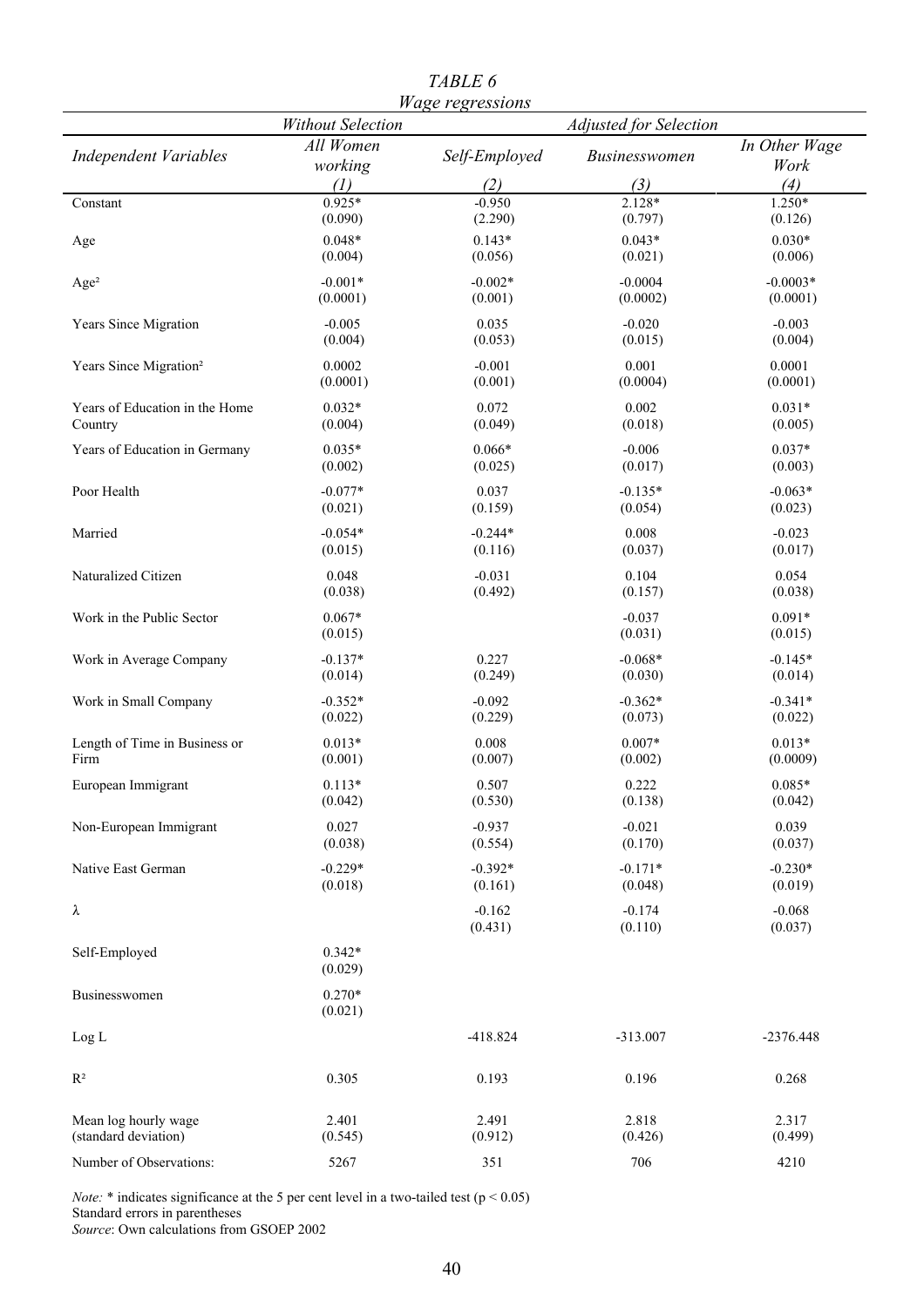*TABLE 6*

*Wage regressions*

| *Independent Variables* | *Without Selection* | *Adjusted for Selection* | | |
|---|---|---|---|---|
| | *All Women working* | *Self-Employed* | *Businesswomen* | *In Other Wage Work* |
| | *(1)* | *(2)* | *(3)* | *(4)* |
| Constant | 0.925* | -0.950 | 2.128* | 1.250* |
| | (0.090) | (2.290) | (0.797) | (0.126) |
| Age | 0.048* | 0.143* | 0.043* | 0.030* |
| | (0.004) | (0.056) | (0.021) | (0.006) |
| Age² | -0.001* | -0.002* | -0.0004 | -0.0003* |
| | (0.0001) | (0.001) | (0.0002) | (0.0001) |
| Years Since Migration | -0.005 | 0.035 | -0.020 | -0.003 |
| | (0.004) | (0.053) | (0.015) | (0.004) |
| Years Since Migration² | 0.0002 | -0.001 | 0.001 | 0.0001 |
| | (0.0001) | (0.001) | (0.0004) | (0.0001) |
| Years of Education in the Home Country | 0.032* | 0.072 | 0.002 | 0.031* |
| | (0.004) | (0.049) | (0.018) | (0.005) |
| Years of Education in Germany | 0.035* | 0.066* | -0.006 | 0.037* |
| | (0.002) | (0.025) | (0.017) | (0.003) |
| Poor Health | -0.077* | 0.037 | -0.135* | -0.063* |
| | (0.021) | (0.159) | (0.054) | (0.023) |
| Married | -0.054* | -0.244* | 0.008 | -0.023 |
| | (0.015) | (0.116) | (0.037) | (0.017) |
| Naturalized Citizen | 0.048 | -0.031 | 0.104 | 0.054 |
| | (0.038) | (0.492) | (0.157) | (0.038) |
| Work in the Public Sector | 0.067* | | -0.037 | 0.091* |
| | (0.015) | | (0.031) | (0.015) |
| Work in Average Company | -0.137* | 0.227 | -0.068* | -0.145* |
| | (0.014) | (0.249) | (0.030) | (0.014) |
| Work in Small Company | -0.352* | -0.092 | -0.362* | -0.341* |
| | (0.022) | (0.229) | (0.073) | (0.022) |
| Length of Time in Business or Firm | 0.013* | 0.008 | 0.007* | 0.013* |
| | (0.001) | (0.007) | (0.002) | (0.0009) |
| European Immigrant | 0.113* | 0.507 | 0.222 | 0.085* |
| | (0.042) | (0.530) | (0.138) | (0.042) |
| Non-European Immigrant | 0.027 | -0.937 | -0.021 | 0.039 |
| | (0.038) | (0.554) | (0.170) | (0.037) |
| Native East German | -0.229* | -0.392* | -0.171* | -0.230* |
| | (0.018) | (0.161) | (0.048) | (0.019) |
| λ | | -0.162 | -0.174 | -0.068 |
| | | (0.431) | (0.110) | (0.037) |
| Self-Employed | 0.342* | | | |
| | (0.029) | | | |
| Businesswomen | 0.270* | | | |
| | (0.021) | | | |
| Log L | | -418.824 | -313.007 | -2376.448 |
| R² | 0.305 | 0.193 | 0.196 | 0.268 |
| Mean log hourly wage (standard deviation) | 2.401 (0.545) | 2.491 (0.912) | 2.818 (0.426) | 2.317 (0.499) |
| Number of Observations: | 5267 | 351 | 706 | 4210 |

*Note:* * indicates significance at the 5 per cent level in a two-tailed test ($p < 0.05$)
Standard errors in parentheses
*Source*: Own calculations from GSOEP 2002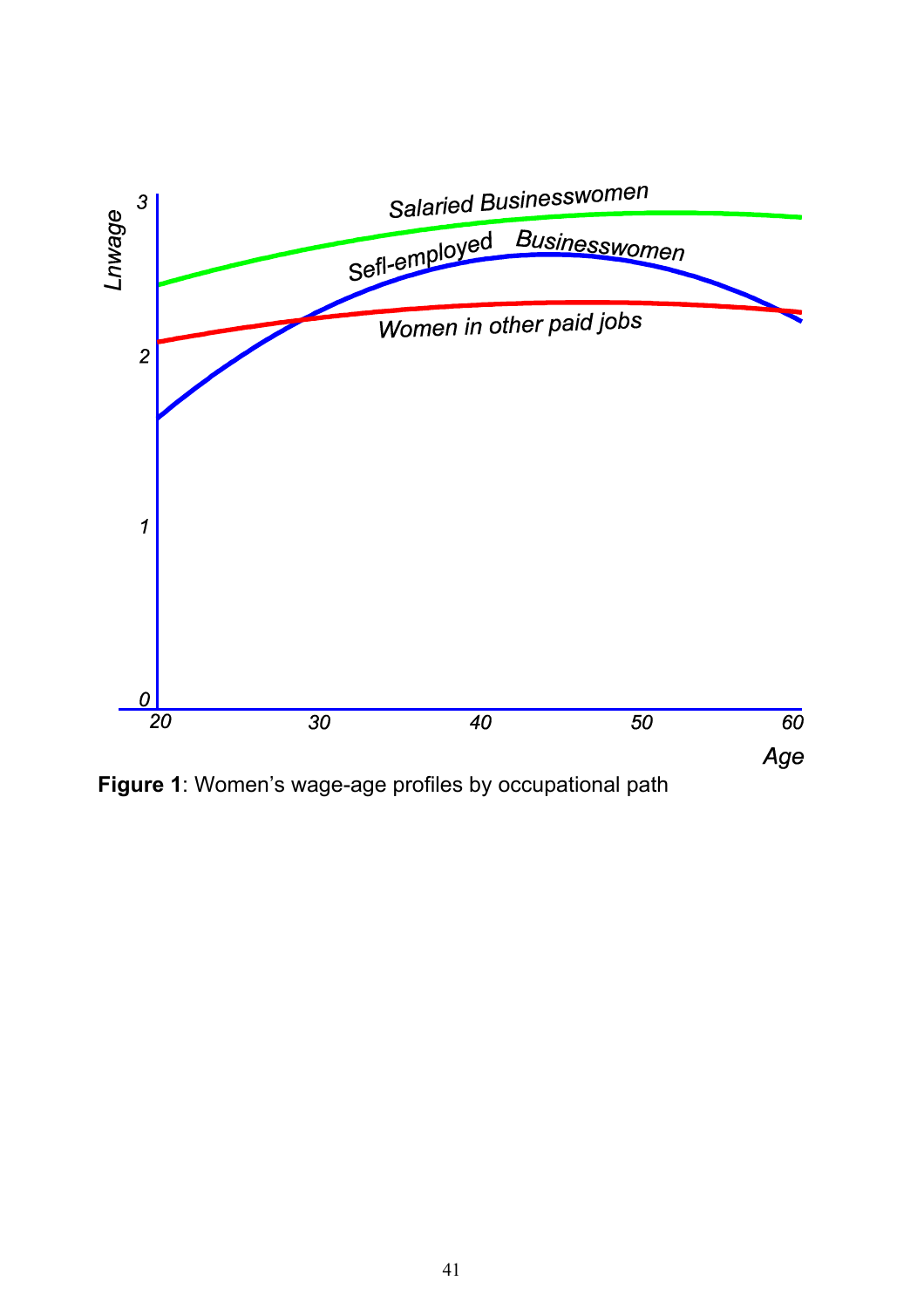**Figure 1**: Women's wage-age profiles by occupational path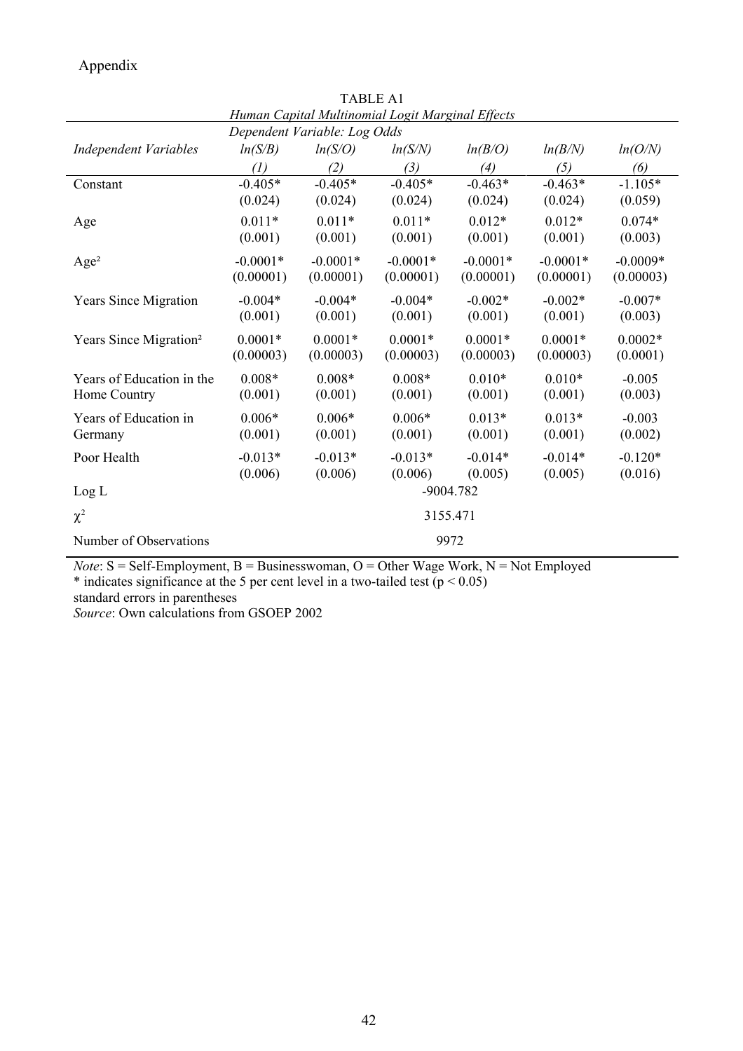Appendix

TABLE A1

*Human Capital Multinomial Logit Marginal Effects*

| | Dependent Variable: Log Odds | | | | | |
|---|---|---|---|---|---|---|
| *Independent Variables* | *ln(S/B)* | *ln(S/O)* | *ln(S/N)* | *ln(B/O)* | *ln(B/N)* | *ln(O/N)* |
| | *(1)* | *(2)* | *(3)* | *(4)* | *(5)* | *(6)* |
| Constant | -0.405* | -0.405* | -0.405* | -0.463* | -0.463* | -1.105* |
| | (0.024) | (0.024) | (0.024) | (0.024) | (0.024) | (0.059) |
| Age | 0.011* | 0.011* | 0.011* | 0.012* | 0.012* | 0.074* |
| | (0.001) | (0.001) | (0.001) | (0.001) | (0.001) | (0.003) |
| Age² | -0.0001* | -0.0001* | -0.0001* | -0.0001* | -0.0001* | -0.0009* |
| | (0.00001) | (0.00001) | (0.00001) | (0.00001) | (0.00001) | (0.00003) |
| Years Since Migration | -0.004* | -0.004* | -0.004* | -0.002* | -0.002* | -0.007* |
| | (0.001) | (0.001) | (0.001) | (0.001) | (0.001) | (0.003) |
| Years Since Migration² | 0.0001* | 0.0001* | 0.0001* | 0.0001* | 0.0001* | 0.0002* |
| | (0.00003) | (0.00003) | (0.00003) | (0.00003) | (0.00003) | (0.0001) |
| Years of Education in the Home Country | 0.008* | 0.008* | 0.008* | 0.010* | 0.010* | -0.005 |
| | (0.001) | (0.001) | (0.001) | (0.001) | (0.001) | (0.003) |
| Years of Education in Germany | 0.006* | 0.006* | 0.006* | 0.013* | 0.013* | -0.003 |
| | (0.001) | (0.001) | (0.001) | (0.001) | (0.001) | (0.002) |
| Poor Health | -0.013* | -0.013* | -0.013* | -0.014* | -0.014* | -0.120* |
| | (0.006) | (0.006) | (0.006) | (0.005) | (0.005) | (0.016) |
| Log L | -9004.782 | | | | | |
| $\chi^2$ | 3155.471 | | | | | |
| Number of Observations | 9972 | | | | | |

*Note*: S = Self-Employment, B = Businesswoman, O = Other Wage Work, N = Not Employed
* indicates significance at the 5 per cent level in a two-tailed test ($p < 0.05$)
standard errors in parentheses
*Source*: Own calculations from GSOEP 2002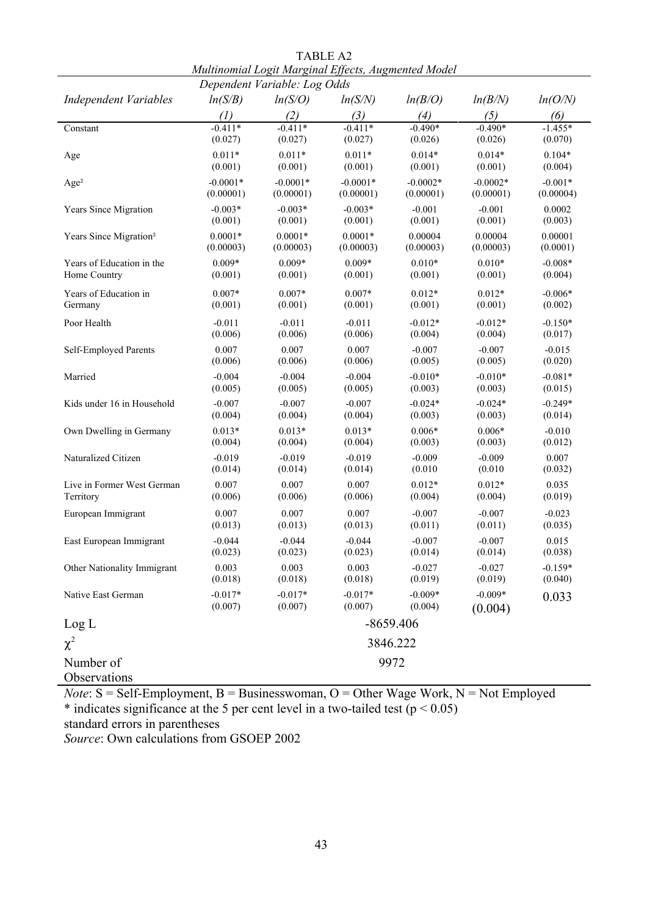TABLE A2

*Multinomial Logit Marginal Effects, Augmented Model*

| | Dependent Variable: Log Odds | | | | | |
|---|---|---|---|---|---|---|
| *Independent Variables* | *ln(S/B)* | *ln(S/O)* | *ln(S/N)* | *ln(B/O)* | *ln(B/N)* | *ln(O/N)* |
| | *(1)* | *(2)* | *(3)* | *(4)* | *(5)* | *(6)* |
| Constant | -0.411* | -0.411* | -0.411* | -0.490* | -0.490* | -1.455* |
| | (0.027) | (0.027) | (0.027) | (0.026) | (0.026) | (0.070) |
| Age | 0.011* | 0.011* | 0.011* | 0.014* | 0.014* | 0.104* |
| | (0.001) | (0.001) | (0.001) | (0.001) | (0.001) | (0.004) |
| Age² | -0.0001* | -0.0001* | -0.0001* | -0.0002* | -0.0002* | -0.001* |
| | (0.00001) | (0.00001) | (0.00001) | (0.00001) | (0.00001) | (0.00004) |
| Years Since Migration | -0.003* | -0.003* | -0.003* | -0.001 | -0.001 | 0.0002 |
| | (0.001) | (0.001) | (0.001) | (0.001) | (0.001) | (0.003) |
| Years Since Migration² | 0.0001* | 0.0001* | 0.0001* | 0.00004 | 0.00004 | 0.00001 |
| | (0.00003) | (0.00003) | (0.00003) | (0.00003) | (0.00003) | (0.0001) |
| Years of Education in the Home Country | 0.009* | 0.009* | 0.009* | 0.010* | 0.010* | -0.008* |
| | (0.001) | (0.001) | (0.001) | (0.001) | (0.001) | (0.004) |
| Years of Education in Germany | 0.007* | 0.007* | 0.007* | 0.012* | 0.012* | -0.006* |
| | (0.001) | (0.001) | (0.001) | (0.001) | (0.001) | (0.002) |
| Poor Health | -0.011 | -0.011 | -0.011 | -0.012* | -0.012* | -0.150* |
| | (0.006) | (0.006) | (0.006) | (0.004) | (0.004) | (0.017) |
| Self-Employed Parents | 0.007 | 0.007 | 0.007 | -0.007 | -0.007 | -0.015 |
| | (0.006) | (0.006) | (0.006) | (0.005) | (0.005) | (0.020) |
| Married | -0.004 | -0.004 | -0.004 | -0.010* | -0.010* | -0.081* |
| | (0.005) | (0.005) | (0.005) | (0.003) | (0.003) | (0.015) |
| Kids under 16 in Household | -0.007 | -0.007 | -0.007 | -0.024* | -0.024* | -0.249* |
| | (0.004) | (0.004) | (0.004) | (0.003) | (0.003) | (0.014) |
| Own Dwelling in Germany | 0.013* | 0.013* | 0.013* | 0.006* | 0.006* | -0.010 |
| | (0.004) | (0.004) | (0.004) | (0.003) | (0.003) | (0.012) |
| Naturalized Citizen | -0.019 | -0.019 | -0.019 | -0.009 | -0.009 | 0.007 |
| | (0.014) | (0.014) | (0.014) | (0.010 | (0.010 | (0.032) |
| Live in Former West German Territory | 0.007 | 0.007 | 0.007 | 0.012* | 0.012* | 0.035 |
| | (0.006) | (0.006) | (0.006) | (0.004) | (0.004) | (0.019) |
| European Immigrant | 0.007 | 0.007 | 0.007 | -0.007 | -0.007 | -0.023 |
| | (0.013) | (0.013) | (0.013) | (0.011) | (0.011) | (0.035) |
| East European Immigrant | -0.044 | -0.044 | -0.044 | -0.007 | -0.007 | 0.015 |
| | (0.023) | (0.023) | (0.023) | (0.014) | (0.014) | (0.038) |
| Other Nationality Immigrant | 0.003 | 0.003 | 0.003 | -0.027 | -0.027 | -0.159* |
| | (0.018) | (0.018) | (0.018) | (0.019) | (0.019) | (0.040) |
| Native East German | -0.017* | -0.017* | -0.017* | -0.009* | -0.009* | 0.033 |
| | (0.007) | (0.007) | (0.007) | (0.004) | (0.004) | |
| Log L | -8659.406 | | | | | |
| $\chi^2$ | 3846.222 | | | | | |
| Number of Observations | 9972 | | | | | |

*Note*: S = Self-Employment, B = Businesswoman, O = Other Wage Work, N = Not Employed

\* indicates significance at the 5 per cent level in a two-tailed test ($p < 0.05$)

standard errors in parentheses

*Source*: Own calculations from GSOEP 2002